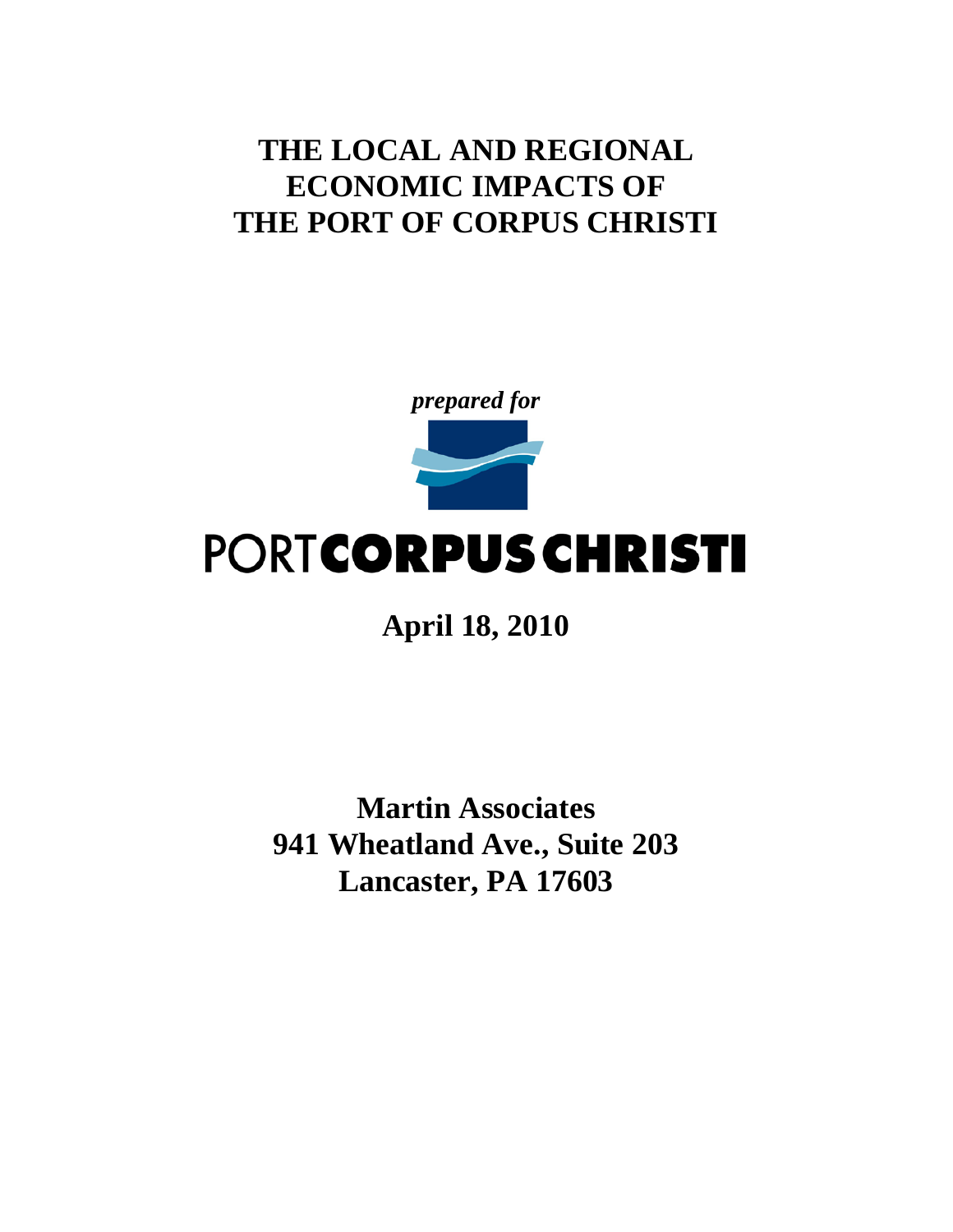# THE LOCAL AND REGIONAL ECONOMIC IMPACTS OF THE PORT OF CORPUS CHRISTI

*prepared for*

PORT CORPUS CHRISTI

**April 18, 2010**

**Martin Associates**
**941 Wheatland Ave., Suite 203**
**Lancaster, PA 17603**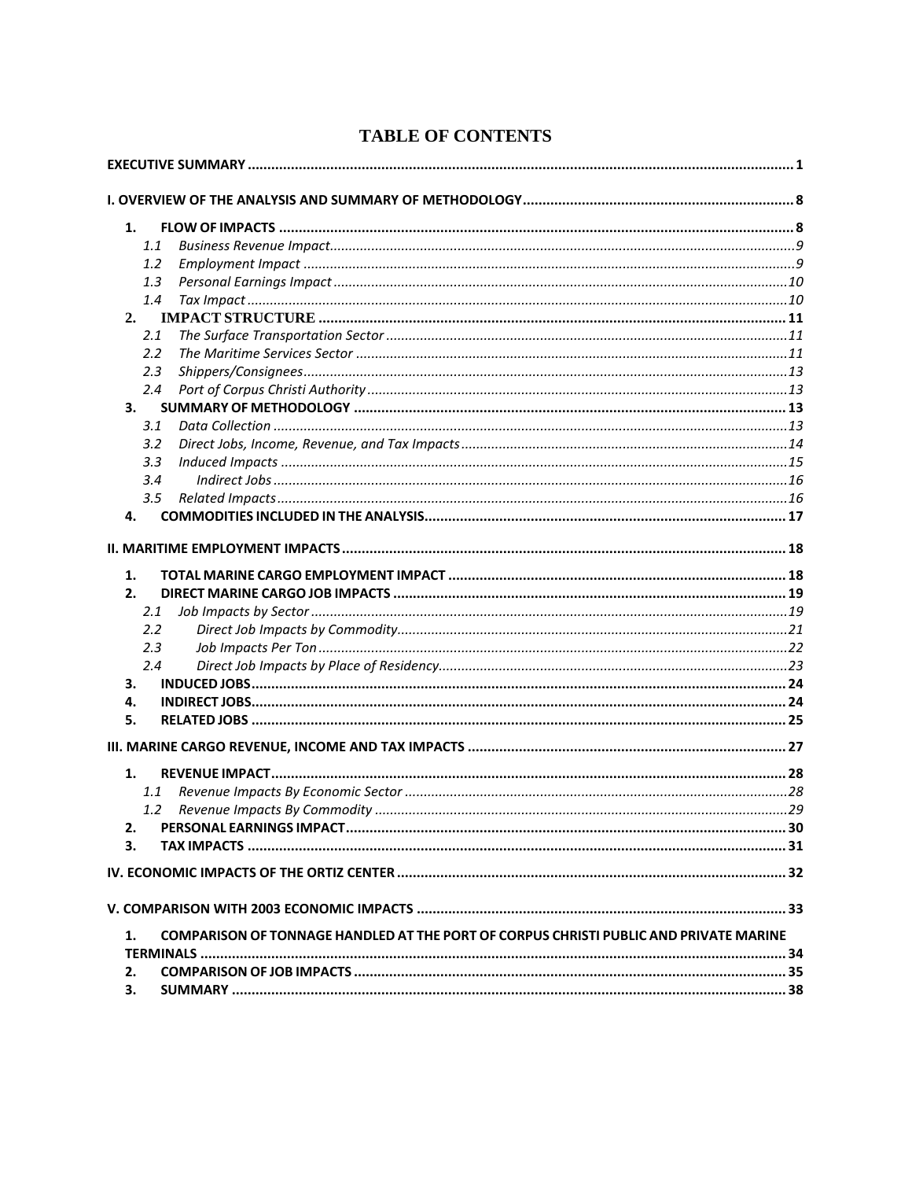# TABLE OF CONTENTS

**EXECUTIVE SUMMARY** ..... 1

**I. OVERVIEW OF THE ANALYSIS AND SUMMARY OF METHODOLOGY** ..... 8

- **1. FLOW OF IMPACTS** ..... 8
  - *1.1 Business Revenue Impact* ..... 9
  - *1.2 Employment Impact* ..... 9
  - *1.3 Personal Earnings Impact* ..... 10
  - *1.4 Tax Impact* ..... 10
- **2. IMPACT STRUCTURE** ..... 11
  - *2.1 The Surface Transportation Sector* ..... 11
  - *2.2 The Maritime Services Sector* ..... 11
  - *2.3 Shippers/Consignees* ..... 13
  - *2.4 Port of Corpus Christi Authority* ..... 13
- **3. SUMMARY OF METHODOLOGY** ..... 13
  - *3.1 Data Collection* ..... 13
  - *3.2 Direct Jobs, Income, Revenue, and Tax Impacts* ..... 14
  - *3.3 Induced Impacts* ..... 15
  - *3.4 Indirect Jobs* ..... 16
  - *3.5 Related Impacts* ..... 16
- **4. COMMODITIES INCLUDED IN THE ANALYSIS** ..... 17

**II. MARITIME EMPLOYMENT IMPACTS** ..... 18

- **1. TOTAL MARINE CARGO EMPLOYMENT IMPACT** ..... 18
- **2. DIRECT MARINE CARGO JOB IMPACTS** ..... 19
  - *2.1 Job Impacts by Sector* ..... 19
  - *2.2 Direct Job Impacts by Commodity* ..... 21
  - *2.3 Job Impacts Per Ton* ..... 22
  - *2.4 Direct Job Impacts by Place of Residency* ..... 23
- **3. INDUCED JOBS** ..... 24
- **4. INDIRECT JOBS** ..... 24
- **5. RELATED JOBS** ..... 25

**III. MARINE CARGO REVENUE, INCOME AND TAX IMPACTS** ..... 27

- **1. REVENUE IMPACT** ..... 28
  - *1.1 Revenue Impacts By Economic Sector* ..... 28
  - *1.2 Revenue Impacts By Commodity* ..... 29
- **2. PERSONAL EARNINGS IMPACT** ..... 30
- **3. TAX IMPACTS** ..... 31

**IV. ECONOMIC IMPACTS OF THE ORTIZ CENTER** ..... 32

**V. COMPARISON WITH 2003 ECONOMIC IMPACTS** ..... 33

- **1. COMPARISON OF TONNAGE HANDLED AT THE PORT OF CORPUS CHRISTI PUBLIC AND PRIVATE MARINE TERMINALS** ..... 34
- **2. COMPARISON OF JOB IMPACTS** ..... 35
- **3. SUMMARY** ..... 38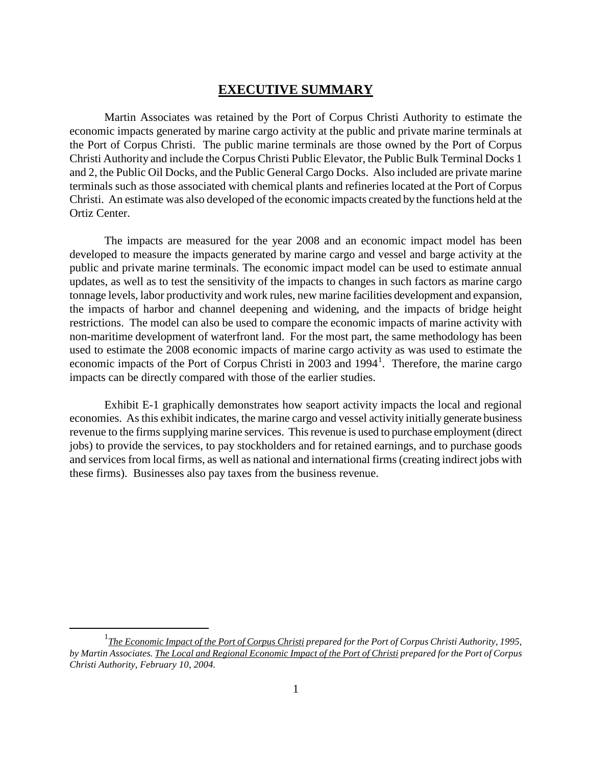# EXECUTIVE SUMMARY

Martin Associates was retained by the Port of Corpus Christi Authority to estimate the economic impacts generated by marine cargo activity at the public and private marine terminals at the Port of Corpus Christi. The public marine terminals are those owned by the Port of Corpus Christi Authority and include the Corpus Christi Public Elevator, the Public Bulk Terminal Docks 1 and 2, the Public Oil Docks, and the Public General Cargo Docks. Also included are private marine terminals such as those associated with chemical plants and refineries located at the Port of Corpus Christi. An estimate was also developed of the economic impacts created by the functions held at the Ortiz Center.

The impacts are measured for the year 2008 and an economic impact model has been developed to measure the impacts generated by marine cargo and vessel and barge activity at the public and private marine terminals. The economic impact model can be used to estimate annual updates, as well as to test the sensitivity of the impacts to changes in such factors as marine cargo tonnage levels, labor productivity and work rules, new marine facilities development and expansion, the impacts of harbor and channel deepening and widening, and the impacts of bridge height restrictions. The model can also be used to compare the economic impacts of marine activity with non-maritime development of waterfront land. For the most part, the same methodology has been used to estimate the 2008 economic impacts of marine cargo activity as was used to estimate the economic impacts of the Port of Corpus Christi in 2003 and 1994[1]. Therefore, the marine cargo impacts can be directly compared with those of the earlier studies.

Exhibit E-1 graphically demonstrates how seaport activity impacts the local and regional economies. As this exhibit indicates, the marine cargo and vessel activity initially generate business revenue to the firms supplying marine services. This revenue is used to purchase employment (direct jobs) to provide the services, to pay stockholders and for retained earnings, and to purchase goods and services from local firms, as well as national and international firms (creating indirect jobs with these firms). Businesses also pay taxes from the business revenue.

---

[1] *The Economic Impact of the Port of Corpus Christi prepared for the Port of Corpus Christi Authority, 1995, by Martin Associates. The Local and Regional Economic Impact of the Port of Christi prepared for the Port of Corpus Christi Authority, February 10, 2004.*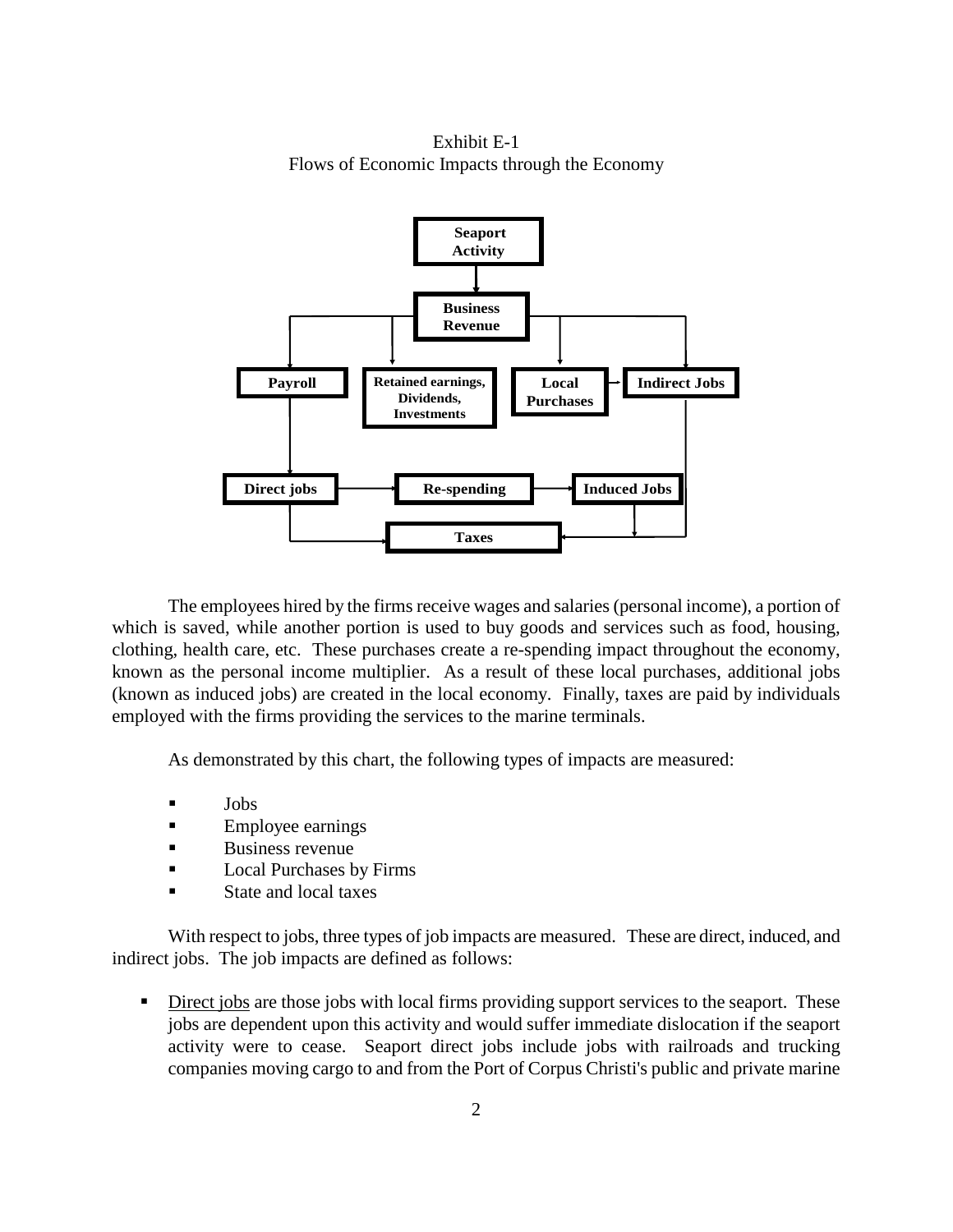Exhibit E-1
Flows of Economic Impacts through the Economy

The employees hired by the firms receive wages and salaries (personal income), a portion of which is saved, while another portion is used to buy goods and services such as food, housing, clothing, health care, etc. These purchases create a re-spending impact throughout the economy, known as the personal income multiplier. As a result of these local purchases, additional jobs (known as induced jobs) are created in the local economy. Finally, taxes are paid by individuals employed with the firms providing the services to the marine terminals.

As demonstrated by this chart, the following types of impacts are measured:

- Jobs
- Employee earnings
- Business revenue
- Local Purchases by Firms
- State and local taxes

With respect to jobs, three types of job impacts are measured. These are direct, induced, and indirect jobs. The job impacts are defined as follows:

- Direct jobs are those jobs with local firms providing support services to the seaport. These jobs are dependent upon this activity and would suffer immediate dislocation if the seaport activity were to cease. Seaport direct jobs include jobs with railroads and trucking companies moving cargo to and from the Port of Corpus Christi's public and private marine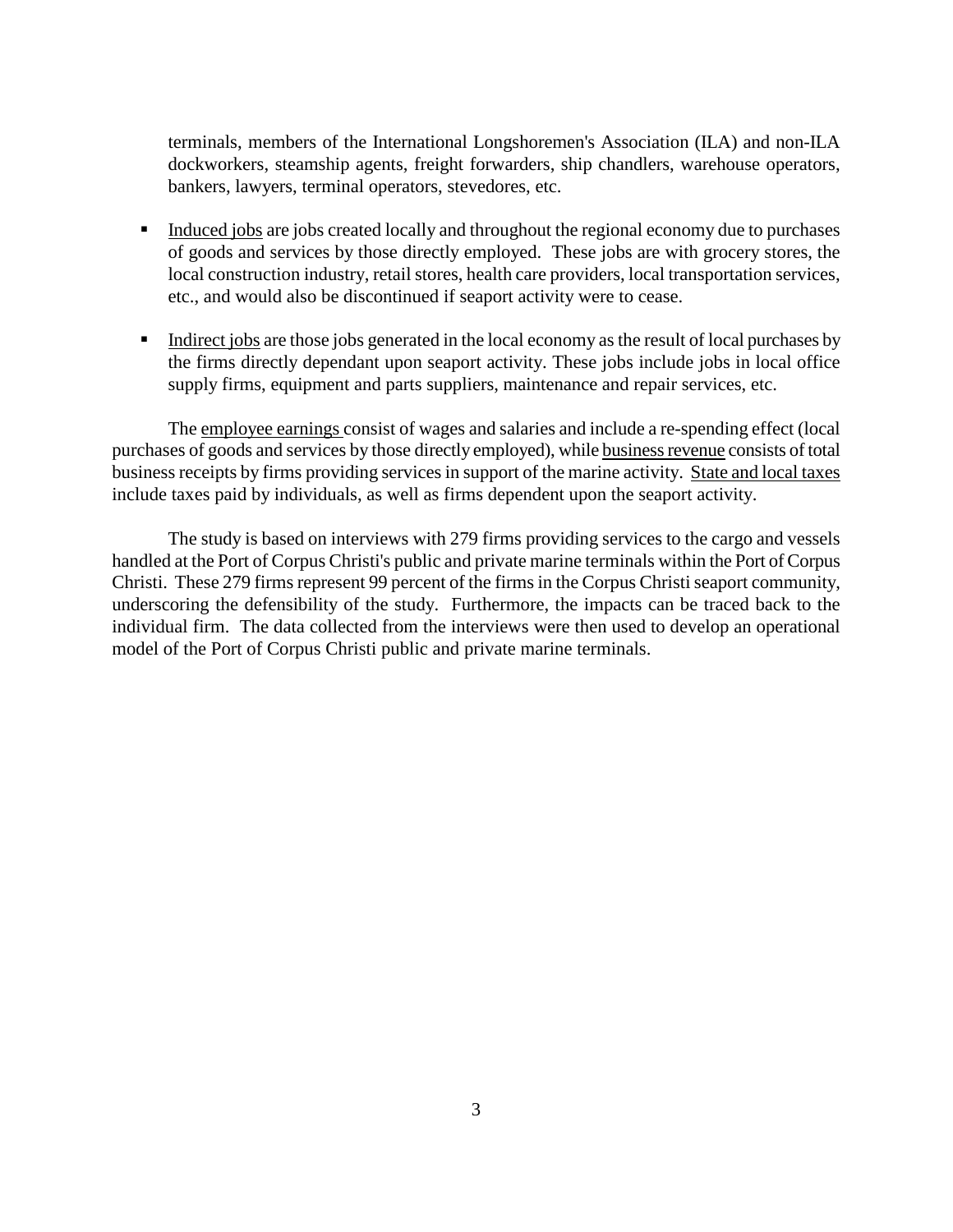terminals, members of the International Longshoremen's Association (ILA) and non-ILA dockworkers, steamship agents, freight forwarders, ship chandlers, warehouse operators, bankers, lawyers, terminal operators, stevedores, etc.

- Induced jobs are jobs created locally and throughout the regional economy due to purchases of goods and services by those directly employed. These jobs are with grocery stores, the local construction industry, retail stores, health care providers, local transportation services, etc., and would also be discontinued if seaport activity were to cease.

- Indirect jobs are those jobs generated in the local economy as the result of local purchases by the firms directly dependant upon seaport activity. These jobs include jobs in local office supply firms, equipment and parts suppliers, maintenance and repair services, etc.

The employee earnings consist of wages and salaries and include a re-spending effect (local purchases of goods and services by those directly employed), while business revenue consists of total business receipts by firms providing services in support of the marine activity. State and local taxes include taxes paid by individuals, as well as firms dependent upon the seaport activity.

The study is based on interviews with 279 firms providing services to the cargo and vessels handled at the Port of Corpus Christi's public and private marine terminals within the Port of Corpus Christi. These 279 firms represent 99 percent of the firms in the Corpus Christi seaport community, underscoring the defensibility of the study. Furthermore, the impacts can be traced back to the individual firm. The data collected from the interviews were then used to develop an operational model of the Port of Corpus Christi public and private marine terminals.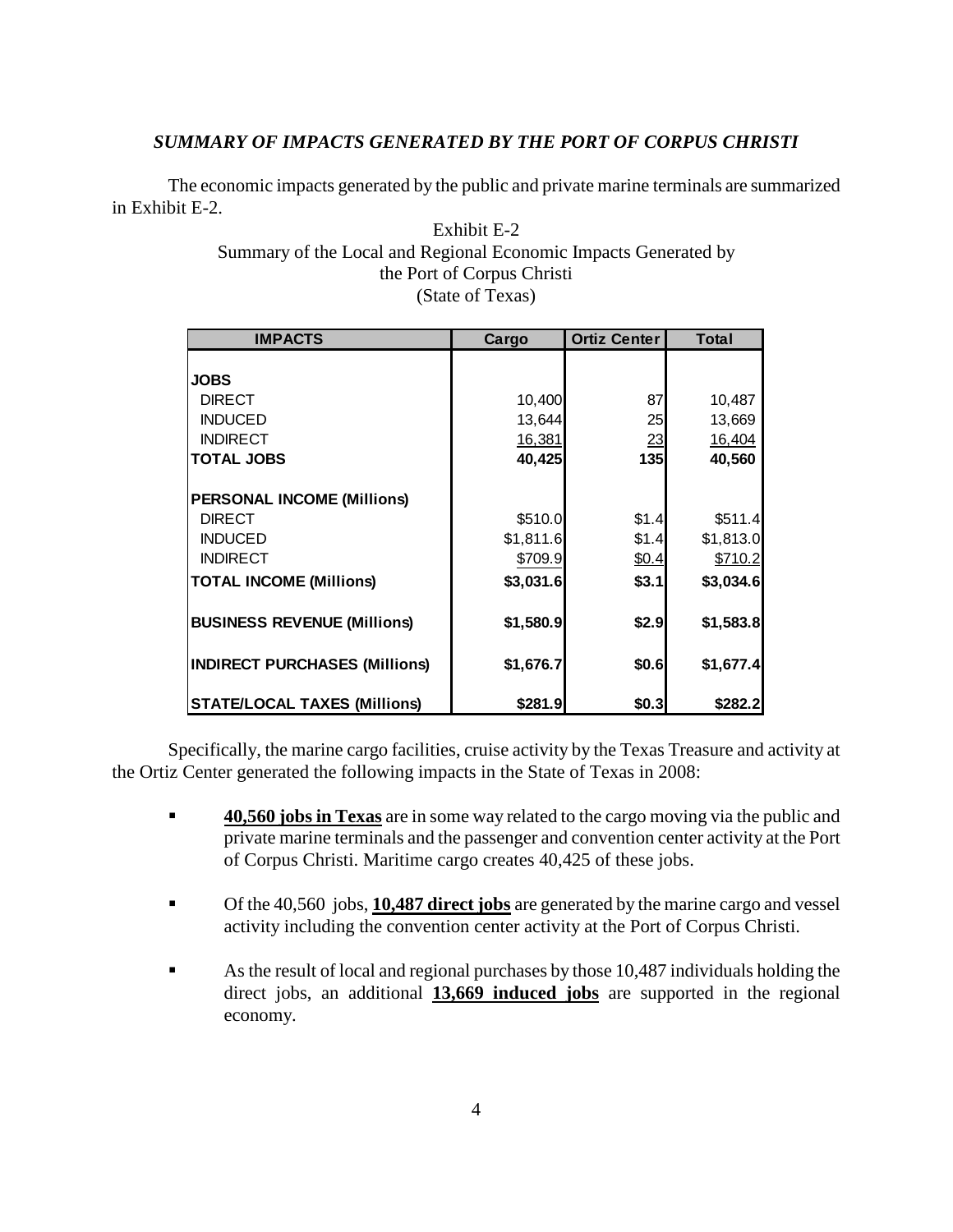### *SUMMARY OF IMPACTS GENERATED BY THE PORT OF CORPUS CHRISTI*

The economic impacts generated by the public and private marine terminals are summarized in Exhibit E-2.

Exhibit E-2
Summary of the Local and Regional Economic Impacts Generated by the Port of Corpus Christi
(State of Texas)

| IMPACTS | Cargo | Ortiz Center | Total |
|---|---|---|---|
| **JOBS** | | | |
| DIRECT | 10,400 | 87 | 10,487 |
| INDUCED | 13,644 | 25 | 13,669 |
| INDIRECT | 16,381 | 23 | 16,404 |
| **TOTAL JOBS** | **40,425** | **135** | **40,560** |
| **PERSONAL INCOME (Millions)** | | | |
| DIRECT | $510.0 | $1.4 | $511.4 |
| INDUCED | $1,811.6 | $1.4 | $1,813.0 |
| INDIRECT | $709.9 | $0.4 | $710.2 |
| **TOTAL INCOME (Millions)** | **$3,031.6** | **$3.1** | **$3,034.6** |
| **BUSINESS REVENUE (Millions)** | **$1,580.9** | **$2.9** | **$1,583.8** |
| **INDIRECT PURCHASES (Millions)** | **$1,676.7** | **$0.6** | **$1,677.4** |
| **STATE/LOCAL TAXES (Millions)** | **$281.9** | **$0.3** | **$282.2** |

Specifically, the marine cargo facilities, cruise activity by the Texas Treasure and activity at the Ortiz Center generated the following impacts in the State of Texas in 2008:

- **40,560 jobs in Texas** are in some way related to the cargo moving via the public and private marine terminals and the passenger and convention center activity at the Port of Corpus Christi. Maritime cargo creates 40,425 of these jobs.

- Of the 40,560 jobs, **10,487 direct jobs** are generated by the marine cargo and vessel activity including the convention center activity at the Port of Corpus Christi.

- As the result of local and regional purchases by those 10,487 individuals holding the direct jobs, an additional **13,669 induced jobs** are supported in the regional economy.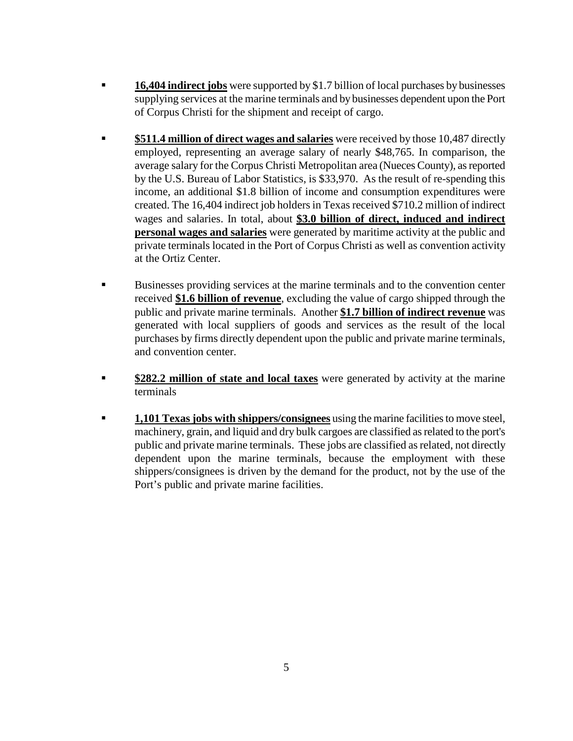- **16,404 indirect jobs** were supported by $1.7 billion of local purchases by businesses supplying services at the marine terminals and by businesses dependent upon the Port of Corpus Christi for the shipment and receipt of cargo.

- **$511.4 million of direct wages and salaries** were received by those 10,487 directly employed, representing an average salary of nearly $48,765. In comparison, the average salary for the Corpus Christi Metropolitan area (Nueces County), as reported by the U.S. Bureau of Labor Statistics, is $33,970. As the result of re-spending this income, an additional $1.8 billion of income and consumption expenditures were created. The 16,404 indirect job holders in Texas received $710.2 million of indirect wages and salaries. In total, about **$3.0 billion of direct, induced and indirect personal wages and salaries** were generated by maritime activity at the public and private terminals located in the Port of Corpus Christi as well as convention activity at the Ortiz Center.

- Businesses providing services at the marine terminals and to the convention center received **$1.6 billion of revenue**, excluding the value of cargo shipped through the public and private marine terminals. Another **$1.7 billion of indirect revenue** was generated with local suppliers of goods and services as the result of the local purchases by firms directly dependent upon the public and private marine terminals, and convention center.

- **$282.2 million of state and local taxes** were generated by activity at the marine terminals

- **1,101 Texas jobs with shippers/consignees** using the marine facilities to move steel, machinery, grain, and liquid and dry bulk cargoes are classified as related to the port's public and private marine terminals. These jobs are classified as related, not directly dependent upon the marine terminals, because the employment with these shippers/consignees is driven by the demand for the product, not by the use of the Port's public and private marine facilities.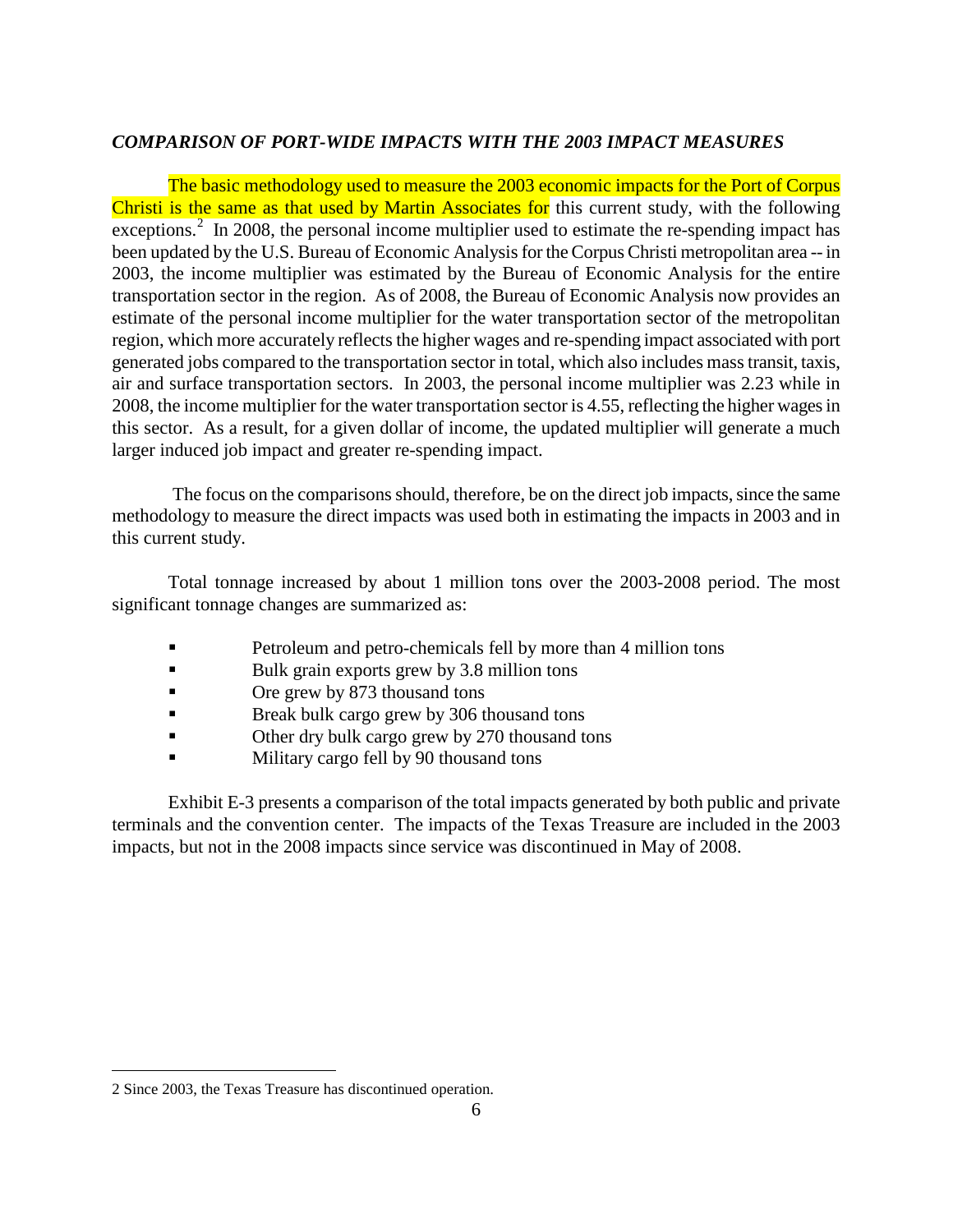***COMPARISON OF PORT-WIDE IMPACTS WITH THE 2003 IMPACT MEASURES***

The basic methodology used to measure the 2003 economic impacts for the Port of Corpus Christi is the same as that used by Martin Associates for this current study, with the following exceptions.[2] In 2008, the personal income multiplier used to estimate the re-spending impact has been updated by the U.S. Bureau of Economic Analysis for the Corpus Christi metropolitan area -- in 2003, the income multiplier was estimated by the Bureau of Economic Analysis for the entire transportation sector in the region. As of 2008, the Bureau of Economic Analysis now provides an estimate of the personal income multiplier for the water transportation sector of the metropolitan region, which more accurately reflects the higher wages and re-spending impact associated with port generated jobs compared to the transportation sector in total, which also includes mass transit, taxis, air and surface transportation sectors. In 2003, the personal income multiplier was 2.23 while in 2008, the income multiplier for the water transportation sector is 4.55, reflecting the higher wages in this sector. As a result, for a given dollar of income, the updated multiplier will generate a much larger induced job impact and greater re-spending impact.

The focus on the comparisons should, therefore, be on the direct job impacts, since the same methodology to measure the direct impacts was used both in estimating the impacts in 2003 and in this current study.

Total tonnage increased by about 1 million tons over the 2003-2008 period. The most significant tonnage changes are summarized as:

- Petroleum and petro-chemicals fell by more than 4 million tons
- Bulk grain exports grew by 3.8 million tons
- Ore grew by 873 thousand tons
- Break bulk cargo grew by 306 thousand tons
- Other dry bulk cargo grew by 270 thousand tons
- Military cargo fell by 90 thousand tons

Exhibit E-3 presents a comparison of the total impacts generated by both public and private terminals and the convention center. The impacts of the Texas Treasure are included in the 2003 impacts, but not in the 2008 impacts since service was discontinued in May of 2008.

---

2 Since 2003, the Texas Treasure has discontinued operation.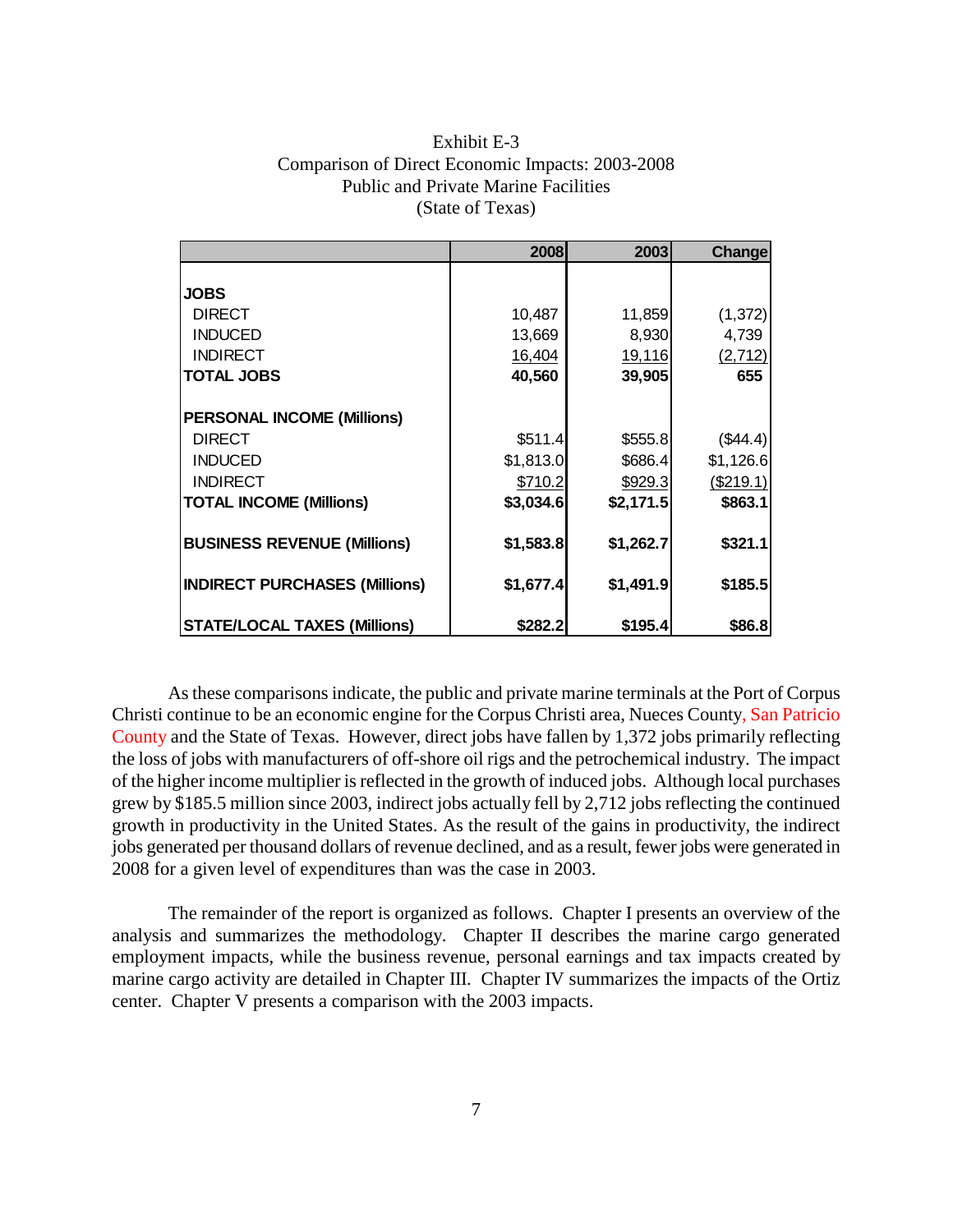Exhibit E-3
Comparison of Direct Economic Impacts: 2003-2008
Public and Private Marine Facilities
(State of Texas)

| | 2008 | 2003 | Change |
|---|---|---|---|
| **JOBS** | | | |
| DIRECT | 10,487 | 11,859 | (1,372) |
| INDUCED | 13,669 | 8,930 | 4,739 |
| INDIRECT | 16,404 | 19,116 | (2,712) |
| **TOTAL JOBS** | **40,560** | **39,905** | **655** |
| **PERSONAL INCOME (Millions)** | | | |
| DIRECT | $511.4 | $555.8 | ($44.4) |
| INDUCED | $1,813.0 | $686.4 | $1,126.6 |
| INDIRECT | $710.2 | $929.3 | ($219.1) |
| **TOTAL INCOME (Millions)** | **$3,034.6** | **$2,171.5** | **$863.1** |
| **BUSINESS REVENUE (Millions)** | **$1,583.8** | **$1,262.7** | **$321.1** |
| **INDIRECT PURCHASES (Millions)** | **$1,677.4** | **$1,491.9** | **$185.5** |
| **STATE/LOCAL TAXES (Millions)** | **$282.2** | **$195.4** | **$86.8** |

As these comparisons indicate, the public and private marine terminals at the Port of Corpus Christi continue to be an economic engine for the Corpus Christi area, Nueces County, San Patricio County and the State of Texas. However, direct jobs have fallen by 1,372 jobs primarily reflecting the loss of jobs with manufacturers of off-shore oil rigs and the petrochemical industry. The impact of the higher income multiplier is reflected in the growth of induced jobs. Although local purchases grew by $185.5 million since 2003, indirect jobs actually fell by 2,712 jobs reflecting the continued growth in productivity in the United States. As the result of the gains in productivity, the indirect jobs generated per thousand dollars of revenue declined, and as a result, fewer jobs were generated in 2008 for a given level of expenditures than was the case in 2003.

The remainder of the report is organized as follows. Chapter I presents an overview of the analysis and summarizes the methodology. Chapter II describes the marine cargo generated employment impacts, while the business revenue, personal earnings and tax impacts created by marine cargo activity are detailed in Chapter III. Chapter IV summarizes the impacts of the Ortiz center. Chapter V presents a comparison with the 2003 impacts.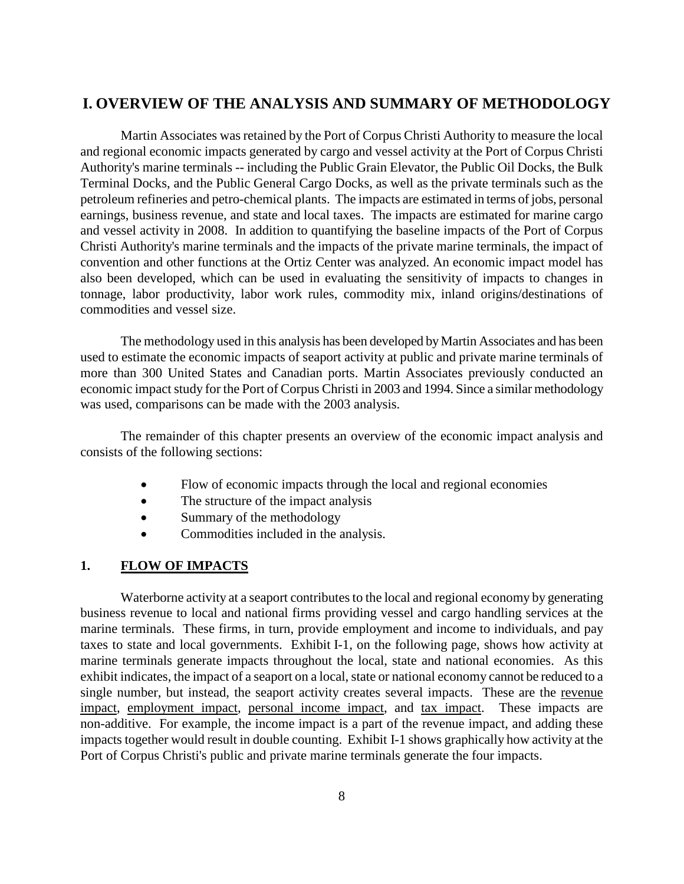# I. OVERVIEW OF THE ANALYSIS AND SUMMARY OF METHODOLOGY

Martin Associates was retained by the Port of Corpus Christi Authority to measure the local and regional economic impacts generated by cargo and vessel activity at the Port of Corpus Christi Authority's marine terminals -- including the Public Grain Elevator, the Public Oil Docks, the Bulk Terminal Docks, and the Public General Cargo Docks, as well as the private terminals such as the petroleum refineries and petro-chemical plants. The impacts are estimated in terms of jobs, personal earnings, business revenue, and state and local taxes. The impacts are estimated for marine cargo and vessel activity in 2008. In addition to quantifying the baseline impacts of the Port of Corpus Christi Authority's marine terminals and the impacts of the private marine terminals, the impact of convention and other functions at the Ortiz Center was analyzed. An economic impact model has also been developed, which can be used in evaluating the sensitivity of impacts to changes in tonnage, labor productivity, labor work rules, commodity mix, inland origins/destinations of commodities and vessel size.

The methodology used in this analysis has been developed by Martin Associates and has been used to estimate the economic impacts of seaport activity at public and private marine terminals of more than 300 United States and Canadian ports. Martin Associates previously conducted an economic impact study for the Port of Corpus Christi in 2003 and 1994. Since a similar methodology was used, comparisons can be made with the 2003 analysis.

The remainder of this chapter presents an overview of the economic impact analysis and consists of the following sections:

- Flow of economic impacts through the local and regional economies
- The structure of the impact analysis
- Summary of the methodology
- Commodities included in the analysis.

## 1. FLOW OF IMPACTS

Waterborne activity at a seaport contributes to the local and regional economy by generating business revenue to local and national firms providing vessel and cargo handling services at the marine terminals. These firms, in turn, provide employment and income to individuals, and pay taxes to state and local governments. Exhibit I-1, on the following page, shows how activity at marine terminals generate impacts throughout the local, state and national economies. As this exhibit indicates, the impact of a seaport on a local, state or national economy cannot be reduced to a single number, but instead, the seaport activity creates several impacts. These are the revenue impact, employment impact, personal income impact, and tax impact. These impacts are non-additive. For example, the income impact is a part of the revenue impact, and adding these impacts together would result in double counting. Exhibit I-1 shows graphically how activity at the Port of Corpus Christi's public and private marine terminals generate the four impacts.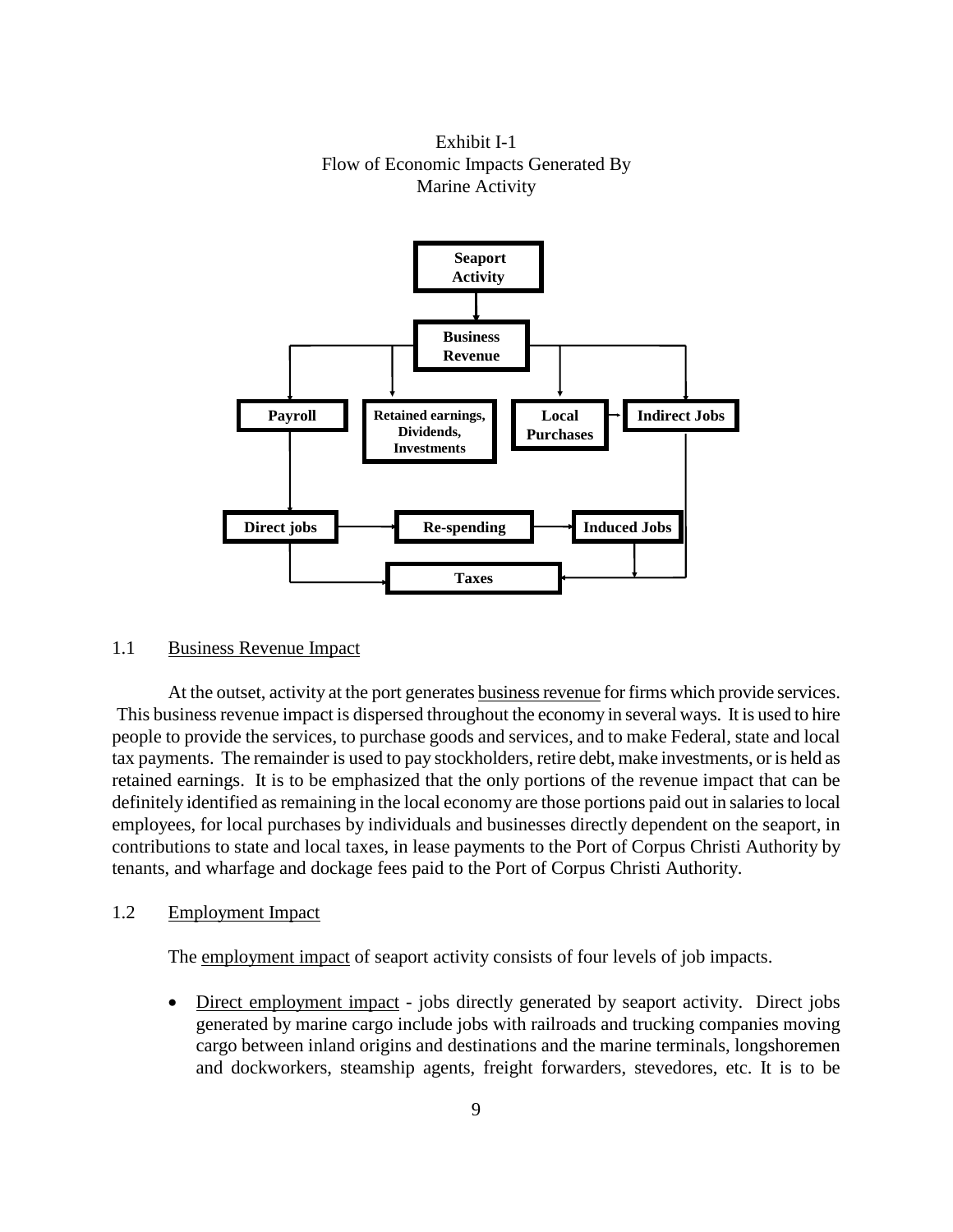Exhibit I-1
Flow of Economic Impacts Generated By
Marine Activity

Seaport Activity → Business Revenue → Payroll; Retained earnings, Dividends, Investments; Local Purchases → Indirect Jobs

Payroll → Direct jobs → Re-spending → Induced Jobs

Direct jobs, Induced Jobs, Indirect Jobs → Taxes

1.1 Business Revenue Impact

At the outset, activity at the port generates business revenue for firms which provide services. This business revenue impact is dispersed throughout the economy in several ways. It is used to hire people to provide the services, to purchase goods and services, and to make Federal, state and local tax payments. The remainder is used to pay stockholders, retire debt, make investments, or is held as retained earnings. It is to be emphasized that the only portions of the revenue impact that can be definitely identified as remaining in the local economy are those portions paid out in salaries to local employees, for local purchases by individuals and businesses directly dependent on the seaport, in contributions to state and local taxes, in lease payments to the Port of Corpus Christi Authority by tenants, and wharfage and dockage fees paid to the Port of Corpus Christi Authority.

1.2 Employment Impact

The employment impact of seaport activity consists of four levels of job impacts.

- Direct employment impact - jobs directly generated by seaport activity. Direct jobs generated by marine cargo include jobs with railroads and trucking companies moving cargo between inland origins and destinations and the marine terminals, longshoremen and dockworkers, steamship agents, freight forwarders, stevedores, etc. It is to be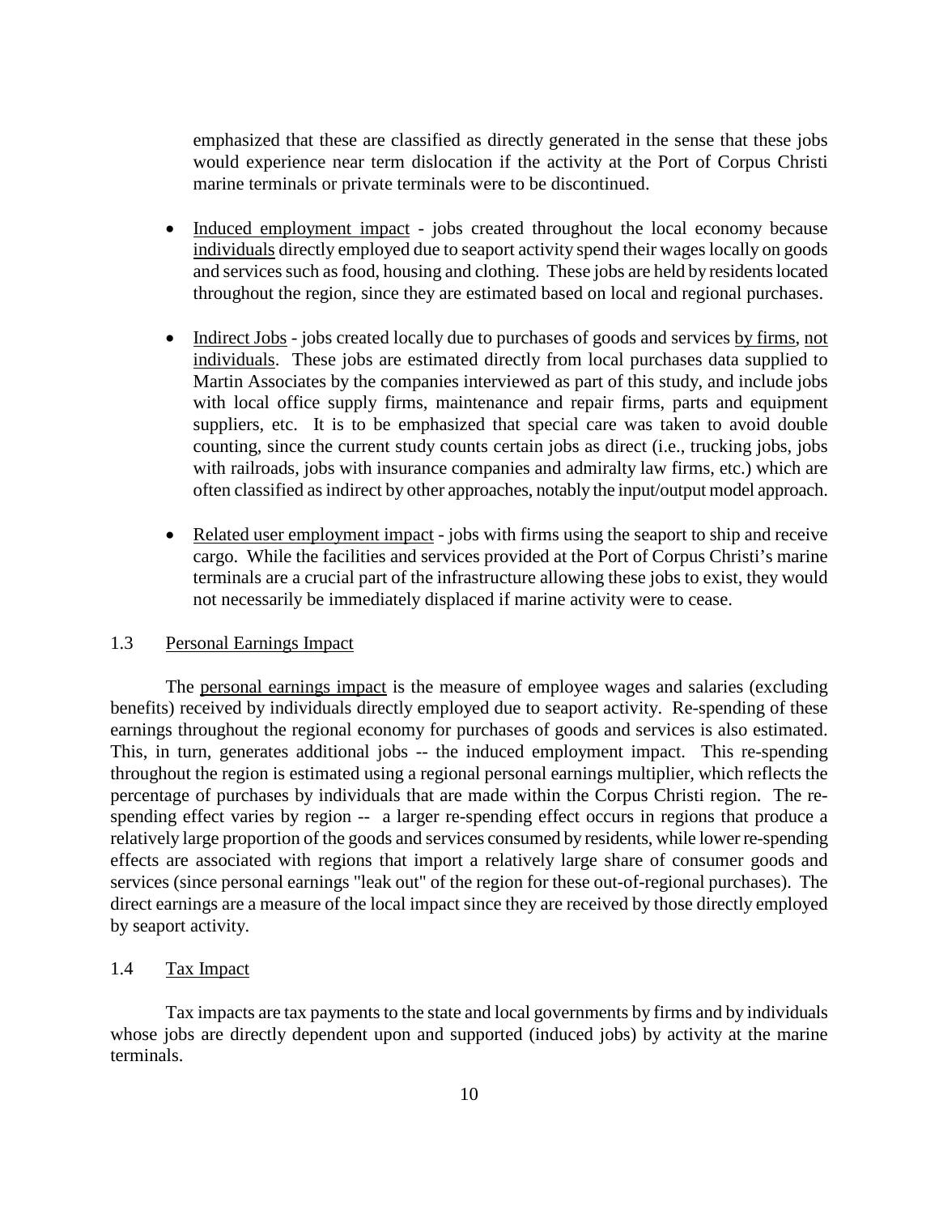emphasized that these are classified as directly generated in the sense that these jobs would experience near term dislocation if the activity at the Port of Corpus Christi marine terminals or private terminals were to be discontinued.

- Induced employment impact - jobs created throughout the local economy because individuals directly employed due to seaport activity spend their wages locally on goods and services such as food, housing and clothing. These jobs are held by residents located throughout the region, since they are estimated based on local and regional purchases.

- Indirect Jobs - jobs created locally due to purchases of goods and services by firms, not individuals. These jobs are estimated directly from local purchases data supplied to Martin Associates by the companies interviewed as part of this study, and include jobs with local office supply firms, maintenance and repair firms, parts and equipment suppliers, etc. It is to be emphasized that special care was taken to avoid double counting, since the current study counts certain jobs as direct (i.e., trucking jobs, jobs with railroads, jobs with insurance companies and admiralty law firms, etc.) which are often classified as indirect by other approaches, notably the input/output model approach.

- Related user employment impact - jobs with firms using the seaport to ship and receive cargo. While the facilities and services provided at the Port of Corpus Christi's marine terminals are a crucial part of the infrastructure allowing these jobs to exist, they would not necessarily be immediately displaced if marine activity were to cease.

## 1.3 Personal Earnings Impact

The personal earnings impact is the measure of employee wages and salaries (excluding benefits) received by individuals directly employed due to seaport activity. Re-spending of these earnings throughout the regional economy for purchases of goods and services is also estimated. This, in turn, generates additional jobs -- the induced employment impact. This re-spending throughout the region is estimated using a regional personal earnings multiplier, which reflects the percentage of purchases by individuals that are made within the Corpus Christi region. The re-spending effect varies by region -- a larger re-spending effect occurs in regions that produce a relatively large proportion of the goods and services consumed by residents, while lower re-spending effects are associated with regions that import a relatively large share of consumer goods and services (since personal earnings "leak out" of the region for these out-of-regional purchases). The direct earnings are a measure of the local impact since they are received by those directly employed by seaport activity.

## 1.4 Tax Impact

Tax impacts are tax payments to the state and local governments by firms and by individuals whose jobs are directly dependent upon and supported (induced jobs) by activity at the marine terminals.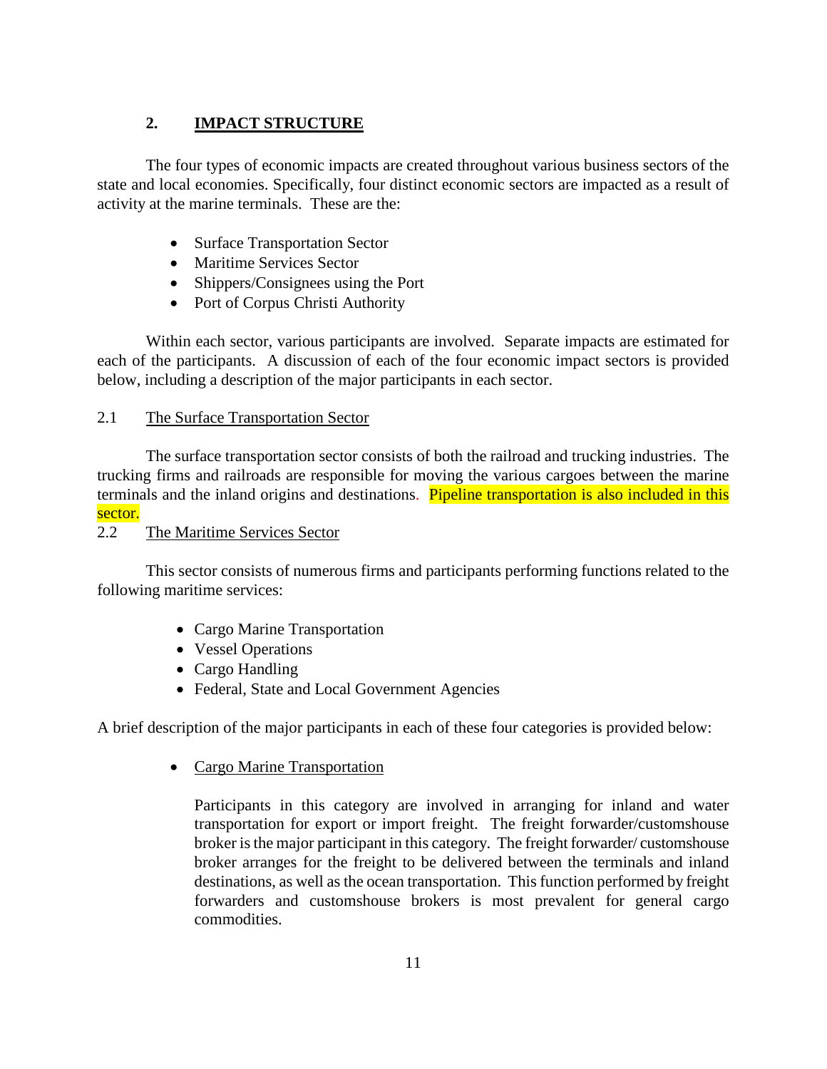## 2. IMPACT STRUCTURE

The four types of economic impacts are created throughout various business sectors of the state and local economies. Specifically, four distinct economic sectors are impacted as a result of activity at the marine terminals. These are the:

- Surface Transportation Sector
- Maritime Services Sector
- Shippers/Consignees using the Port
- Port of Corpus Christi Authority

Within each sector, various participants are involved. Separate impacts are estimated for each of the participants. A discussion of each of the four economic impact sectors is provided below, including a description of the major participants in each sector.

### 2.1 The Surface Transportation Sector

The surface transportation sector consists of both the railroad and trucking industries. The trucking firms and railroads are responsible for moving the various cargoes between the marine terminals and the inland origins and destinations. Pipeline transportation is also included in this sector.

### 2.2 The Maritime Services Sector

This sector consists of numerous firms and participants performing functions related to the following maritime services:

- Cargo Marine Transportation
- Vessel Operations
- Cargo Handling
- Federal, State and Local Government Agencies

A brief description of the major participants in each of these four categories is provided below:

- Cargo Marine Transportation

  Participants in this category are involved in arranging for inland and water transportation for export or import freight. The freight forwarder/customshouse broker is the major participant in this category. The freight forwarder/ customshouse broker arranges for the freight to be delivered between the terminals and inland destinations, as well as the ocean transportation. This function performed by freight forwarders and customshouse brokers is most prevalent for general cargo commodities.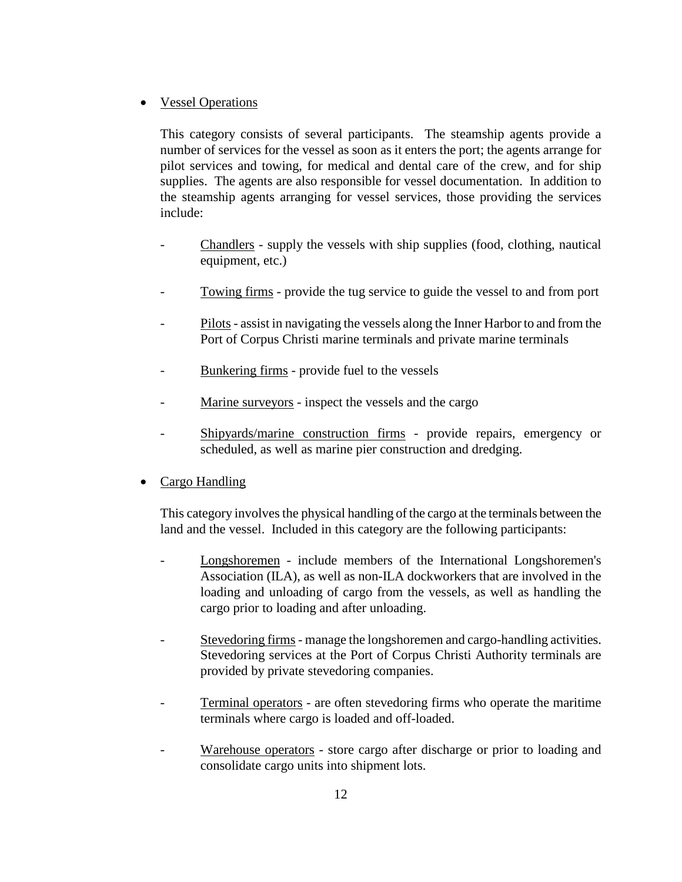- <u>Vessel Operations</u>

  This category consists of several participants. The steamship agents provide a number of services for the vessel as soon as it enters the port; the agents arrange for pilot services and towing, for medical and dental care of the crew, and for ship supplies. The agents are also responsible for vessel documentation. In addition to the steamship agents arranging for vessel services, those providing the services include:

  - <u>Chandlers</u> - supply the vessels with ship supplies (food, clothing, nautical equipment, etc.)
  - <u>Towing firms</u> - provide the tug service to guide the vessel to and from port
  - <u>Pilots</u> - assist in navigating the vessels along the Inner Harbor to and from the Port of Corpus Christi marine terminals and private marine terminals
  - <u>Bunkering firms</u> - provide fuel to the vessels
  - <u>Marine surveyors</u> - inspect the vessels and the cargo
  - <u>Shipyards/marine construction firms</u> - provide repairs, emergency or scheduled, as well as marine pier construction and dredging.

- <u>Cargo Handling</u>

  This category involves the physical handling of the cargo at the terminals between the land and the vessel. Included in this category are the following participants:

  - <u>Longshoremen</u> - include members of the International Longshoremen's Association (ILA), as well as non-ILA dockworkers that are involved in the loading and unloading of cargo from the vessels, as well as handling the cargo prior to loading and after unloading.
  - <u>Stevedoring firms</u> - manage the longshoremen and cargo-handling activities. Stevedoring services at the Port of Corpus Christi Authority terminals are provided by private stevedoring companies.
  - <u>Terminal operators</u> - are often stevedoring firms who operate the maritime terminals where cargo is loaded and off-loaded.
  - <u>Warehouse operators</u> - store cargo after discharge or prior to loading and consolidate cargo units into shipment lots.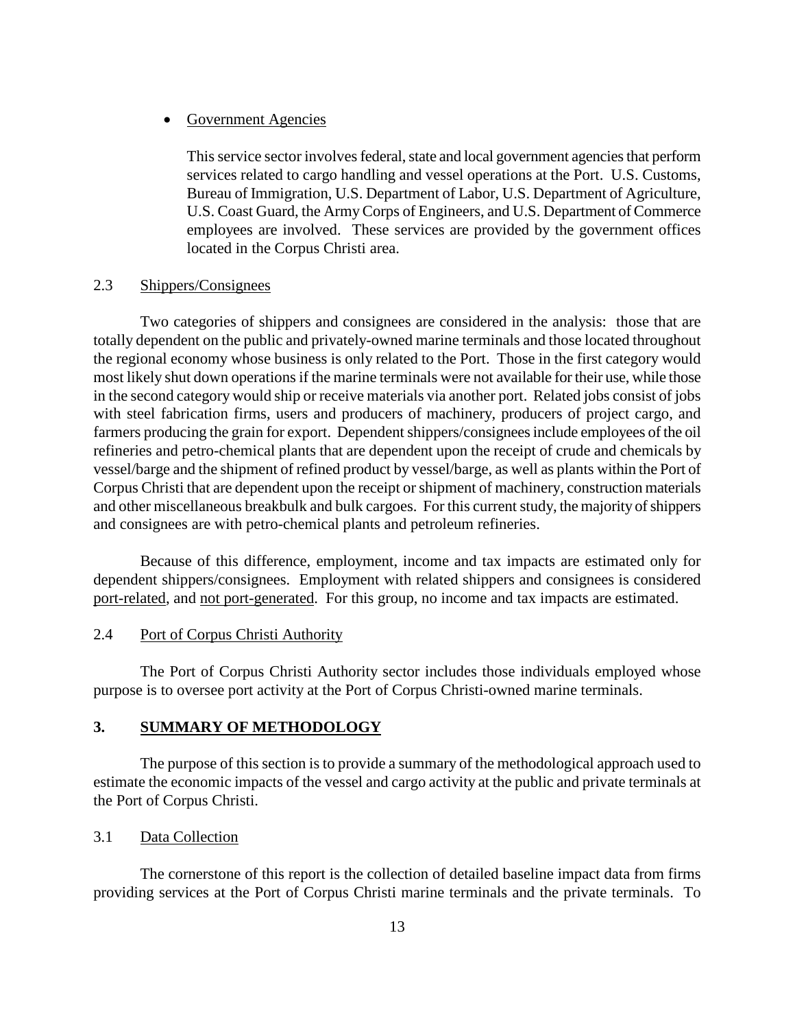- <u>Government Agencies</u>

  This service sector involves federal, state and local government agencies that perform services related to cargo handling and vessel operations at the Port. U.S. Customs, Bureau of Immigration, U.S. Department of Labor, U.S. Department of Agriculture, U.S. Coast Guard, the Army Corps of Engineers, and U.S. Department of Commerce employees are involved. These services are provided by the government offices located in the Corpus Christi area.

### 2.3 <u>Shippers/Consignees</u>

Two categories of shippers and consignees are considered in the analysis: those that are totally dependent on the public and privately-owned marine terminals and those located throughout the regional economy whose business is only related to the Port. Those in the first category would most likely shut down operations if the marine terminals were not available for their use, while those in the second category would ship or receive materials via another port. Related jobs consist of jobs with steel fabrication firms, users and producers of machinery, producers of project cargo, and farmers producing the grain for export. Dependent shippers/consignees include employees of the oil refineries and petro-chemical plants that are dependent upon the receipt of crude and chemicals by vessel/barge and the shipment of refined product by vessel/barge, as well as plants within the Port of Corpus Christi that are dependent upon the receipt or shipment of machinery, construction materials and other miscellaneous breakbulk and bulk cargoes. For this current study, the majority of shippers and consignees are with petro-chemical plants and petroleum refineries.

Because of this difference, employment, income and tax impacts are estimated only for dependent shippers/consignees. Employment with related shippers and consignees is considered <u>port-related</u>, and <u>not port-generated</u>. For this group, no income and tax impacts are estimated.

### 2.4 <u>Port of Corpus Christi Authority</u>

The Port of Corpus Christi Authority sector includes those individuals employed whose purpose is to oversee port activity at the Port of Corpus Christi-owned marine terminals.

## 3. <u>SUMMARY OF METHODOLOGY</u>

The purpose of this section is to provide a summary of the methodological approach used to estimate the economic impacts of the vessel and cargo activity at the public and private terminals at the Port of Corpus Christi.

### 3.1 <u>Data Collection</u>

The cornerstone of this report is the collection of detailed baseline impact data from firms providing services at the Port of Corpus Christi marine terminals and the private terminals. To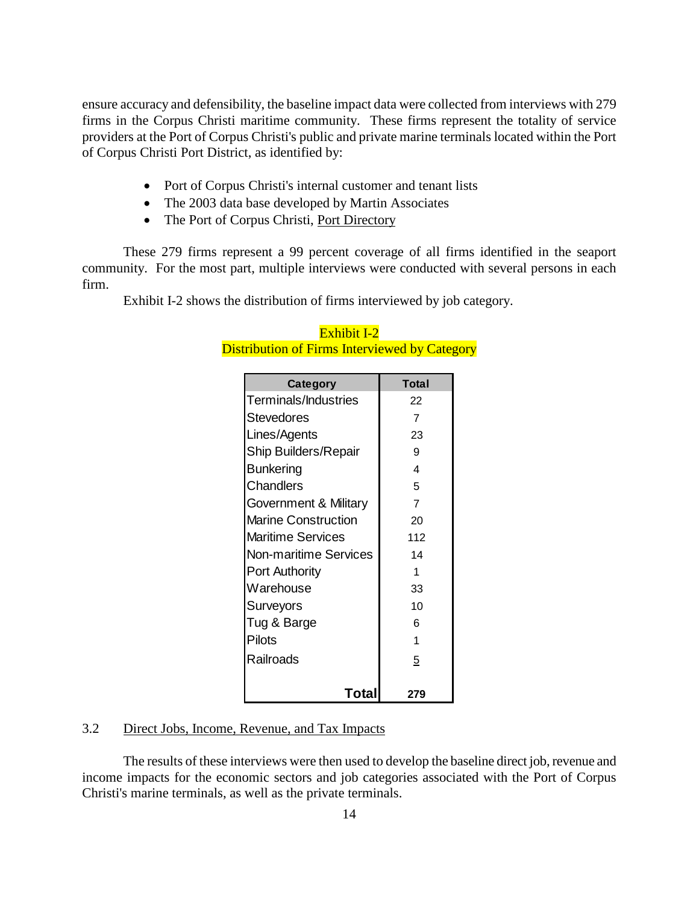ensure accuracy and defensibility, the baseline impact data were collected from interviews with 279 firms in the Corpus Christi maritime community. These firms represent the totality of service providers at the Port of Corpus Christi's public and private marine terminals located within the Port of Corpus Christi Port District, as identified by:

- Port of Corpus Christi's internal customer and tenant lists
- The 2003 data base developed by Martin Associates
- The Port of Corpus Christi, Port Directory

These 279 firms represent a 99 percent coverage of all firms identified in the seaport community. For the most part, multiple interviews were conducted with several persons in each firm.

Exhibit I-2 shows the distribution of firms interviewed by job category.

Exhibit I-2
Distribution of Firms Interviewed by Category

| Category | Total |
|---|---|
| Terminals/Industries | 22 |
| Stevedores | 7 |
| Lines/Agents | 23 |
| Ship Builders/Repair | 9 |
| Bunkering | 4 |
| Chandlers | 5 |
| Government & Military | 7 |
| Marine Construction | 20 |
| Maritime Services | 112 |
| Non-maritime Services | 14 |
| Port Authority | 1 |
| Warehouse | 33 |
| Surveyors | 10 |
| Tug & Barge | 6 |
| Pilots | 1 |
| Railroads | 5 |
| **Total** | **279** |

## 3.2 Direct Jobs, Income, Revenue, and Tax Impacts

The results of these interviews were then used to develop the baseline direct job, revenue and income impacts for the economic sectors and job categories associated with the Port of Corpus Christi's marine terminals, as well as the private terminals.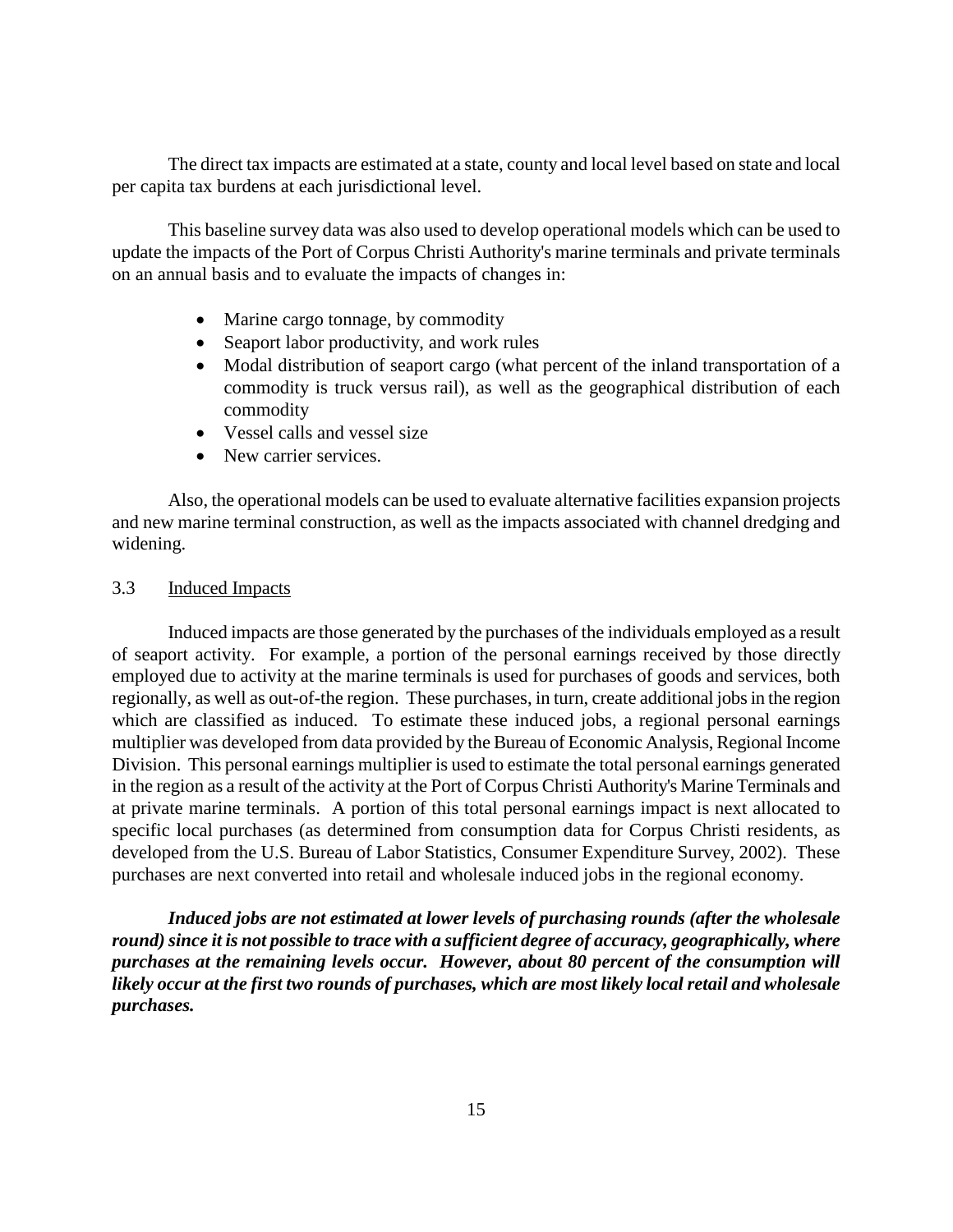The direct tax impacts are estimated at a state, county and local level based on state and local per capita tax burdens at each jurisdictional level.

This baseline survey data was also used to develop operational models which can be used to update the impacts of the Port of Corpus Christi Authority's marine terminals and private terminals on an annual basis and to evaluate the impacts of changes in:

- Marine cargo tonnage, by commodity
- Seaport labor productivity, and work rules
- Modal distribution of seaport cargo (what percent of the inland transportation of a commodity is truck versus rail), as well as the geographical distribution of each commodity
- Vessel calls and vessel size
- New carrier services.

Also, the operational models can be used to evaluate alternative facilities expansion projects and new marine terminal construction, as well as the impacts associated with channel dredging and widening.

### 3.3 Induced Impacts

Induced impacts are those generated by the purchases of the individuals employed as a result of seaport activity. For example, a portion of the personal earnings received by those directly employed due to activity at the marine terminals is used for purchases of goods and services, both regionally, as well as out-of-the region. These purchases, in turn, create additional jobs in the region which are classified as induced. To estimate these induced jobs, a regional personal earnings multiplier was developed from data provided by the Bureau of Economic Analysis, Regional Income Division. This personal earnings multiplier is used to estimate the total personal earnings generated in the region as a result of the activity at the Port of Corpus Christi Authority's Marine Terminals and at private marine terminals. A portion of this total personal earnings impact is next allocated to specific local purchases (as determined from consumption data for Corpus Christi residents, as developed from the U.S. Bureau of Labor Statistics, Consumer Expenditure Survey, 2002). These purchases are next converted into retail and wholesale induced jobs in the regional economy.

***Induced jobs are not estimated at lower levels of purchasing rounds (after the wholesale round) since it is not possible to trace with a sufficient degree of accuracy, geographically, where purchases at the remaining levels occur. However, about 80 percent of the consumption will likely occur at the first two rounds of purchases, which are most likely local retail and wholesale purchases.***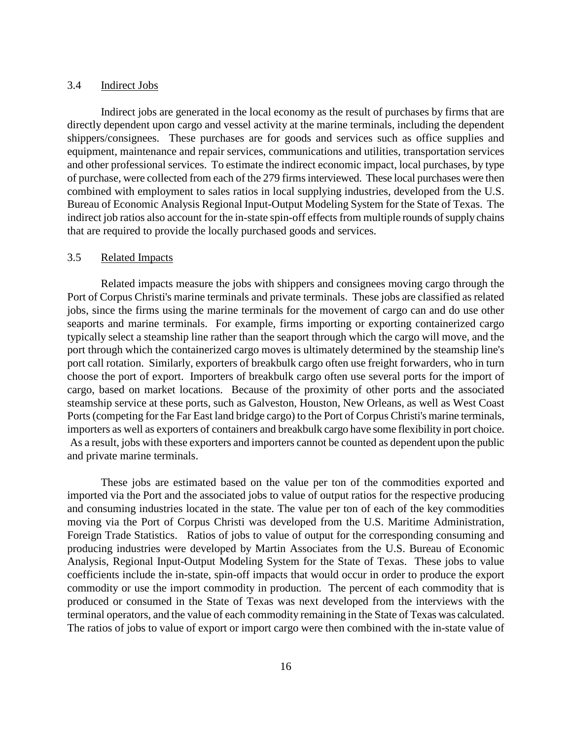### 3.4 Indirect Jobs

Indirect jobs are generated in the local economy as the result of purchases by firms that are directly dependent upon cargo and vessel activity at the marine terminals, including the dependent shippers/consignees. These purchases are for goods and services such as office supplies and equipment, maintenance and repair services, communications and utilities, transportation services and other professional services. To estimate the indirect economic impact, local purchases, by type of purchase, were collected from each of the 279 firms interviewed. These local purchases were then combined with employment to sales ratios in local supplying industries, developed from the U.S. Bureau of Economic Analysis Regional Input-Output Modeling System for the State of Texas. The indirect job ratios also account for the in-state spin-off effects from multiple rounds of supply chains that are required to provide the locally purchased goods and services.

### 3.5 Related Impacts

Related impacts measure the jobs with shippers and consignees moving cargo through the Port of Corpus Christi's marine terminals and private terminals. These jobs are classified as related jobs, since the firms using the marine terminals for the movement of cargo can and do use other seaports and marine terminals. For example, firms importing or exporting containerized cargo typically select a steamship line rather than the seaport through which the cargo will move, and the port through which the containerized cargo moves is ultimately determined by the steamship line's port call rotation. Similarly, exporters of breakbulk cargo often use freight forwarders, who in turn choose the port of export. Importers of breakbulk cargo often use several ports for the import of cargo, based on market locations. Because of the proximity of other ports and the associated steamship service at these ports, such as Galveston, Houston, New Orleans, as well as West Coast Ports (competing for the Far East land bridge cargo) to the Port of Corpus Christi's marine terminals, importers as well as exporters of containers and breakbulk cargo have some flexibility in port choice. As a result, jobs with these exporters and importers cannot be counted as dependent upon the public and private marine terminals.

These jobs are estimated based on the value per ton of the commodities exported and imported via the Port and the associated jobs to value of output ratios for the respective producing and consuming industries located in the state. The value per ton of each of the key commodities moving via the Port of Corpus Christi was developed from the U.S. Maritime Administration, Foreign Trade Statistics. Ratios of jobs to value of output for the corresponding consuming and producing industries were developed by Martin Associates from the U.S. Bureau of Economic Analysis, Regional Input-Output Modeling System for the State of Texas. These jobs to value coefficients include the in-state, spin-off impacts that would occur in order to produce the export commodity or use the import commodity in production. The percent of each commodity that is produced or consumed in the State of Texas was next developed from the interviews with the terminal operators, and the value of each commodity remaining in the State of Texas was calculated. The ratios of jobs to value of export or import cargo were then combined with the in-state value of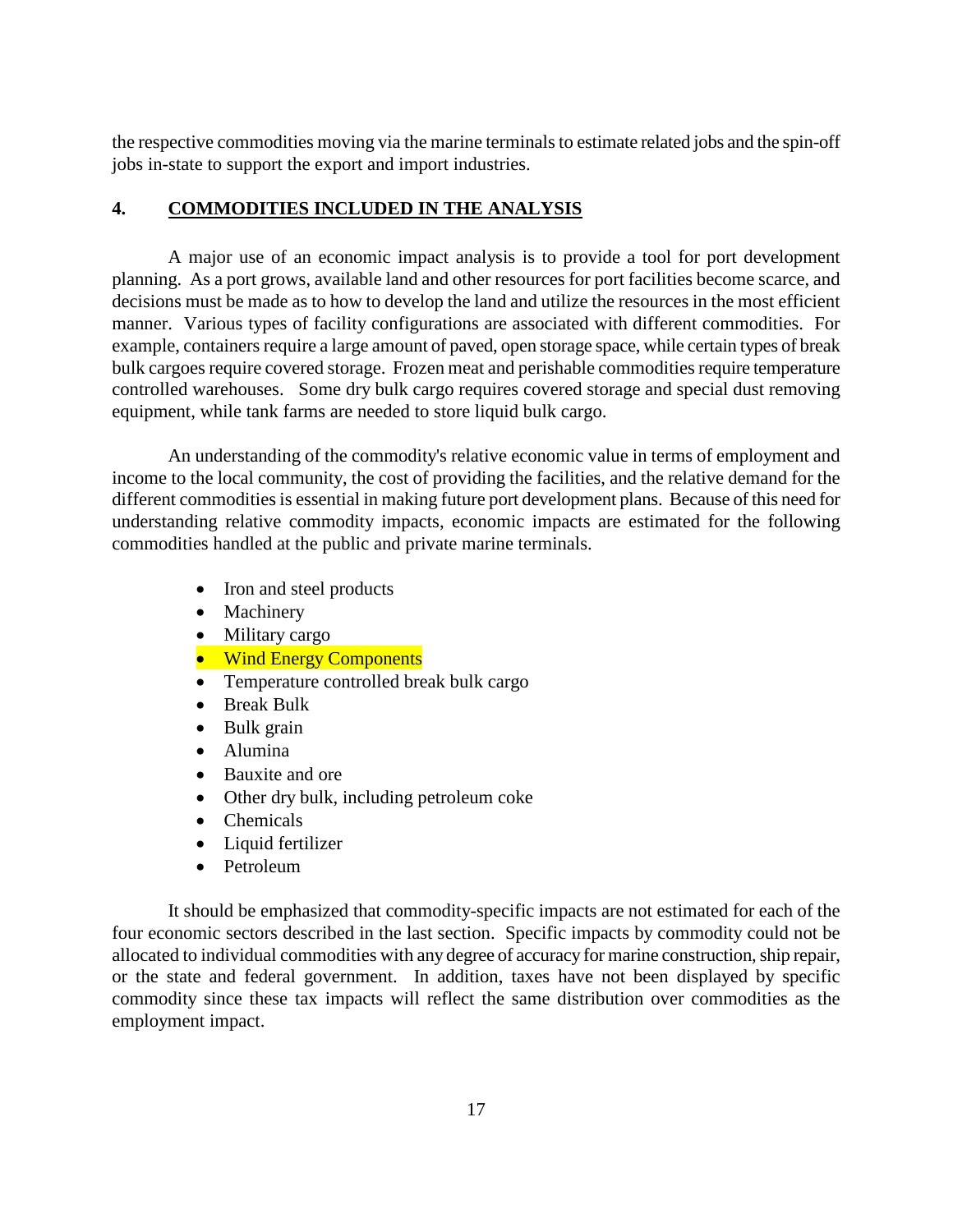the respective commodities moving via the marine terminals to estimate related jobs and the spin-off jobs in-state to support the export and import industries.

## 4. COMMODITIES INCLUDED IN THE ANALYSIS

A major use of an economic impact analysis is to provide a tool for port development planning. As a port grows, available land and other resources for port facilities become scarce, and decisions must be made as to how to develop the land and utilize the resources in the most efficient manner. Various types of facility configurations are associated with different commodities. For example, containers require a large amount of paved, open storage space, while certain types of break bulk cargoes require covered storage. Frozen meat and perishable commodities require temperature controlled warehouses. Some dry bulk cargo requires covered storage and special dust removing equipment, while tank farms are needed to store liquid bulk cargo.

An understanding of the commodity's relative economic value in terms of employment and income to the local community, the cost of providing the facilities, and the relative demand for the different commodities is essential in making future port development plans. Because of this need for understanding relative commodity impacts, economic impacts are estimated for the following commodities handled at the public and private marine terminals.

- Iron and steel products
- Machinery
- Military cargo
- Wind Energy Components
- Temperature controlled break bulk cargo
- Break Bulk
- Bulk grain
- Alumina
- Bauxite and ore
- Other dry bulk, including petroleum coke
- Chemicals
- Liquid fertilizer
- Petroleum

It should be emphasized that commodity-specific impacts are not estimated for each of the four economic sectors described in the last section. Specific impacts by commodity could not be allocated to individual commodities with any degree of accuracy for marine construction, ship repair, or the state and federal government. In addition, taxes have not been displayed by specific commodity since these tax impacts will reflect the same distribution over commodities as the employment impact.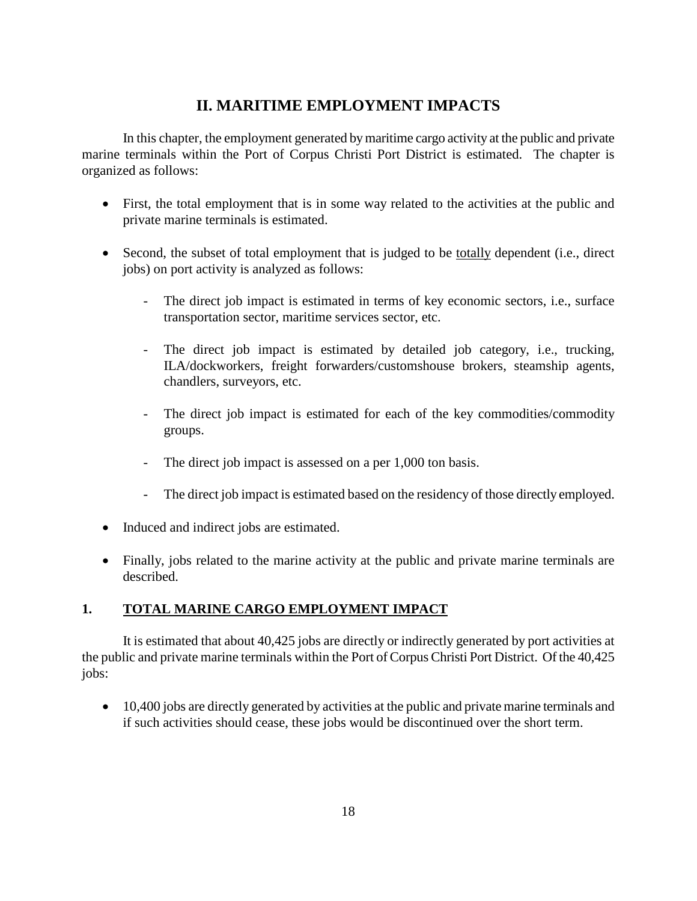# II. MARITIME EMPLOYMENT IMPACTS

In this chapter, the employment generated by maritime cargo activity at the public and private marine terminals within the Port of Corpus Christi Port District is estimated. The chapter is organized as follows:

- First, the total employment that is in some way related to the activities at the public and private marine terminals is estimated.
- Second, the subset of total employment that is judged to be <u>totally</u> dependent (i.e., direct jobs) on port activity is analyzed as follows:
  - The direct job impact is estimated in terms of key economic sectors, i.e., surface transportation sector, maritime services sector, etc.
  - The direct job impact is estimated by detailed job category, i.e., trucking, ILA/dockworkers, freight forwarders/customshouse brokers, steamship agents, chandlers, surveyors, etc.
  - The direct job impact is estimated for each of the key commodities/commodity groups.
  - The direct job impact is assessed on a per 1,000 ton basis.
  - The direct job impact is estimated based on the residency of those directly employed.
- Induced and indirect jobs are estimated.
- Finally, jobs related to the marine activity at the public and private marine terminals are described.

## 1. <u>TOTAL MARINE CARGO EMPLOYMENT IMPACT</u>

It is estimated that about 40,425 jobs are directly or indirectly generated by port activities at the public and private marine terminals within the Port of Corpus Christi Port District. Of the 40,425 jobs:

- 10,400 jobs are directly generated by activities at the public and private marine terminals and if such activities should cease, these jobs would be discontinued over the short term.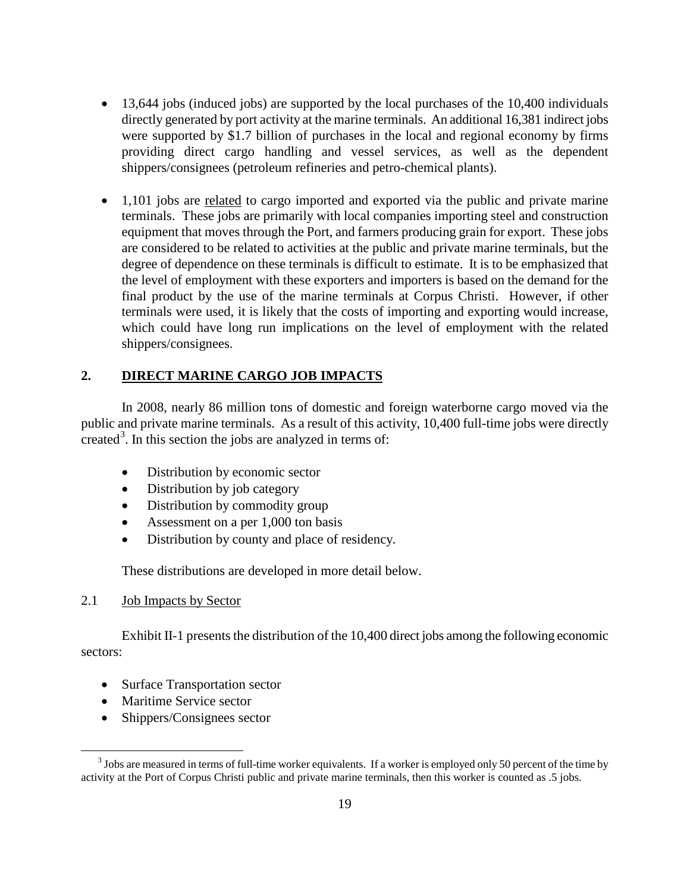- 13,644 jobs (induced jobs) are supported by the local purchases of the 10,400 individuals directly generated by port activity at the marine terminals. An additional 16,381 indirect jobs were supported by $1.7 billion of purchases in the local and regional economy by firms providing direct cargo handling and vessel services, as well as the dependent shippers/consignees (petroleum refineries and petro-chemical plants).

- 1,101 jobs are <u>related</u> to cargo imported and exported via the public and private marine terminals. These jobs are primarily with local companies importing steel and construction equipment that moves through the Port, and farmers producing grain for export. These jobs are considered to be related to activities at the public and private marine terminals, but the degree of dependence on these terminals is difficult to estimate. It is to be emphasized that the level of employment with these exporters and importers is based on the demand for the final product by the use of the marine terminals at Corpus Christi. However, if other terminals were used, it is likely that the costs of importing and exporting would increase, which could have long run implications on the level of employment with the related shippers/consignees.

## 2. DIRECT MARINE CARGO JOB IMPACTS

In 2008, nearly 86 million tons of domestic and foreign waterborne cargo moved via the public and private marine terminals. As a result of this activity, 10,400 full-time jobs were directly created[3]. In this section the jobs are analyzed in terms of:

- Distribution by economic sector
- Distribution by job category
- Distribution by commodity group
- Assessment on a per 1,000 ton basis
- Distribution by county and place of residency.

These distributions are developed in more detail below.

### 2.1 Job Impacts by Sector

Exhibit II-1 presents the distribution of the 10,400 direct jobs among the following economic sectors:

- Surface Transportation sector
- Maritime Service sector
- Shippers/Consignees sector

[3] Jobs are measured in terms of full-time worker equivalents. If a worker is employed only 50 percent of the time by activity at the Port of Corpus Christi public and private marine terminals, then this worker is counted as .5 jobs.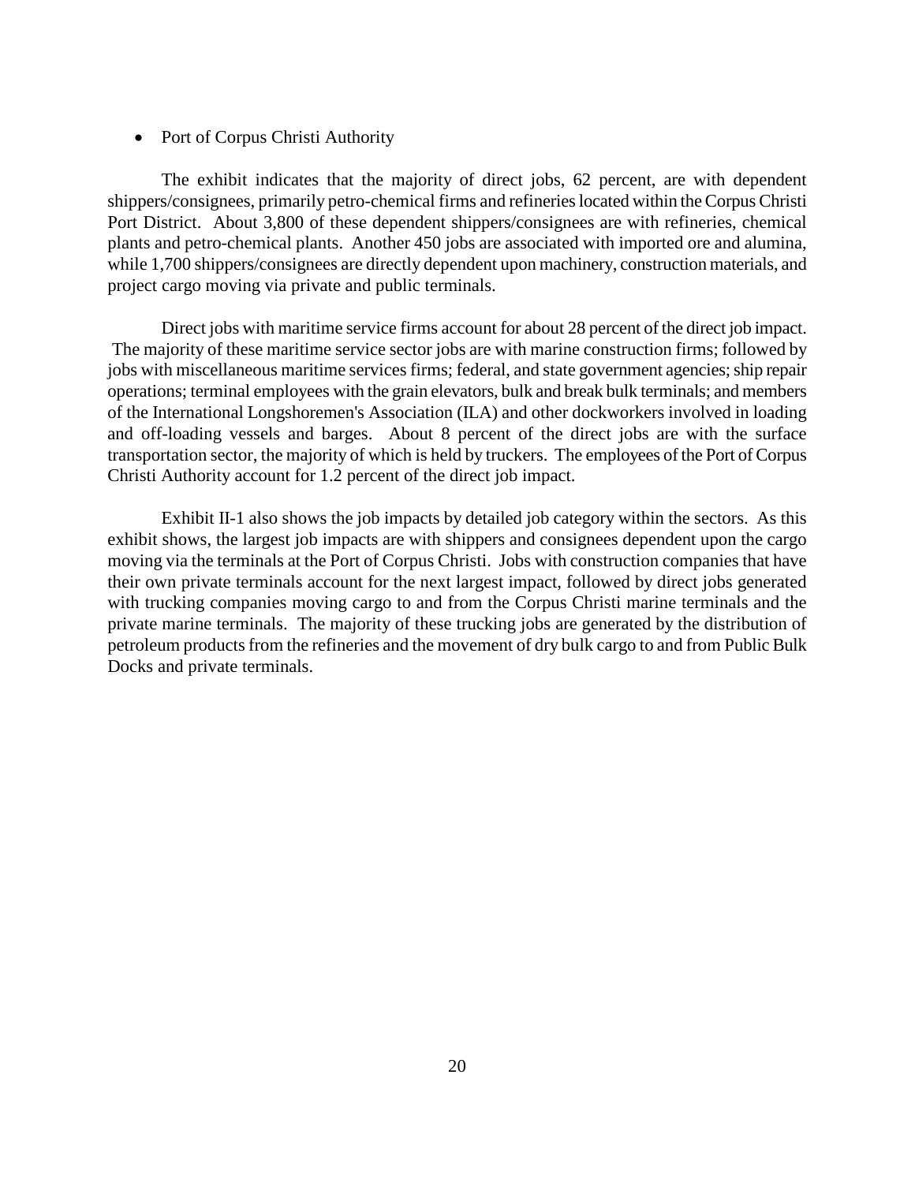- Port of Corpus Christi Authority

The exhibit indicates that the majority of direct jobs, 62 percent, are with dependent shippers/consignees, primarily petro-chemical firms and refineries located within the Corpus Christi Port District. About 3,800 of these dependent shippers/consignees are with refineries, chemical plants and petro-chemical plants. Another 450 jobs are associated with imported ore and alumina, while 1,700 shippers/consignees are directly dependent upon machinery, construction materials, and project cargo moving via private and public terminals.

Direct jobs with maritime service firms account for about 28 percent of the direct job impact. The majority of these maritime service sector jobs are with marine construction firms; followed by jobs with miscellaneous maritime services firms; federal, and state government agencies; ship repair operations; terminal employees with the grain elevators, bulk and break bulk terminals; and members of the International Longshoremen's Association (ILA) and other dockworkers involved in loading and off-loading vessels and barges. About 8 percent of the direct jobs are with the surface transportation sector, the majority of which is held by truckers. The employees of the Port of Corpus Christi Authority account for 1.2 percent of the direct job impact.

Exhibit II-1 also shows the job impacts by detailed job category within the sectors. As this exhibit shows, the largest job impacts are with shippers and consignees dependent upon the cargo moving via the terminals at the Port of Corpus Christi. Jobs with construction companies that have their own private terminals account for the next largest impact, followed by direct jobs generated with trucking companies moving cargo to and from the Corpus Christi marine terminals and the private marine terminals. The majority of these trucking jobs are generated by the distribution of petroleum products from the refineries and the movement of dry bulk cargo to and from Public Bulk Docks and private terminals.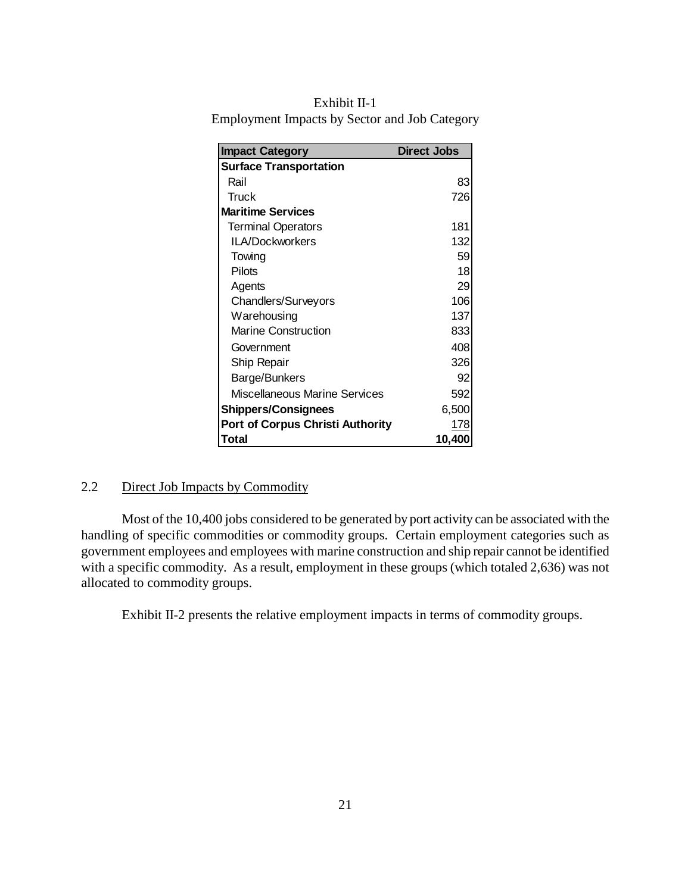Exhibit II-1
Employment Impacts by Sector and Job Category

| Impact Category | Direct Jobs |
|---|---|
| **Surface Transportation** | |
| Rail | 83 |
| Truck | 726 |
| **Maritime Services** | |
| Terminal Operators | 181 |
| ILA/Dockworkers | 132 |
| Towing | 59 |
| Pilots | 18 |
| Agents | 29 |
| Chandlers/Surveyors | 106 |
| Warehousing | 137 |
| Marine Construction | 833 |
| Government | 408 |
| Ship Repair | 326 |
| Barge/Bunkers | 92 |
| Miscellaneous Marine Services | 592 |
| **Shippers/Consignees** | 6,500 |
| **Port of Corpus Christi Authority** | 178 |
| **Total** | **10,400** |

## 2.2 Direct Job Impacts by Commodity

Most of the 10,400 jobs considered to be generated by port activity can be associated with the handling of specific commodities or commodity groups. Certain employment categories such as government employees and employees with marine construction and ship repair cannot be identified with a specific commodity. As a result, employment in these groups (which totaled 2,636) was not allocated to commodity groups.

Exhibit II-2 presents the relative employment impacts in terms of commodity groups.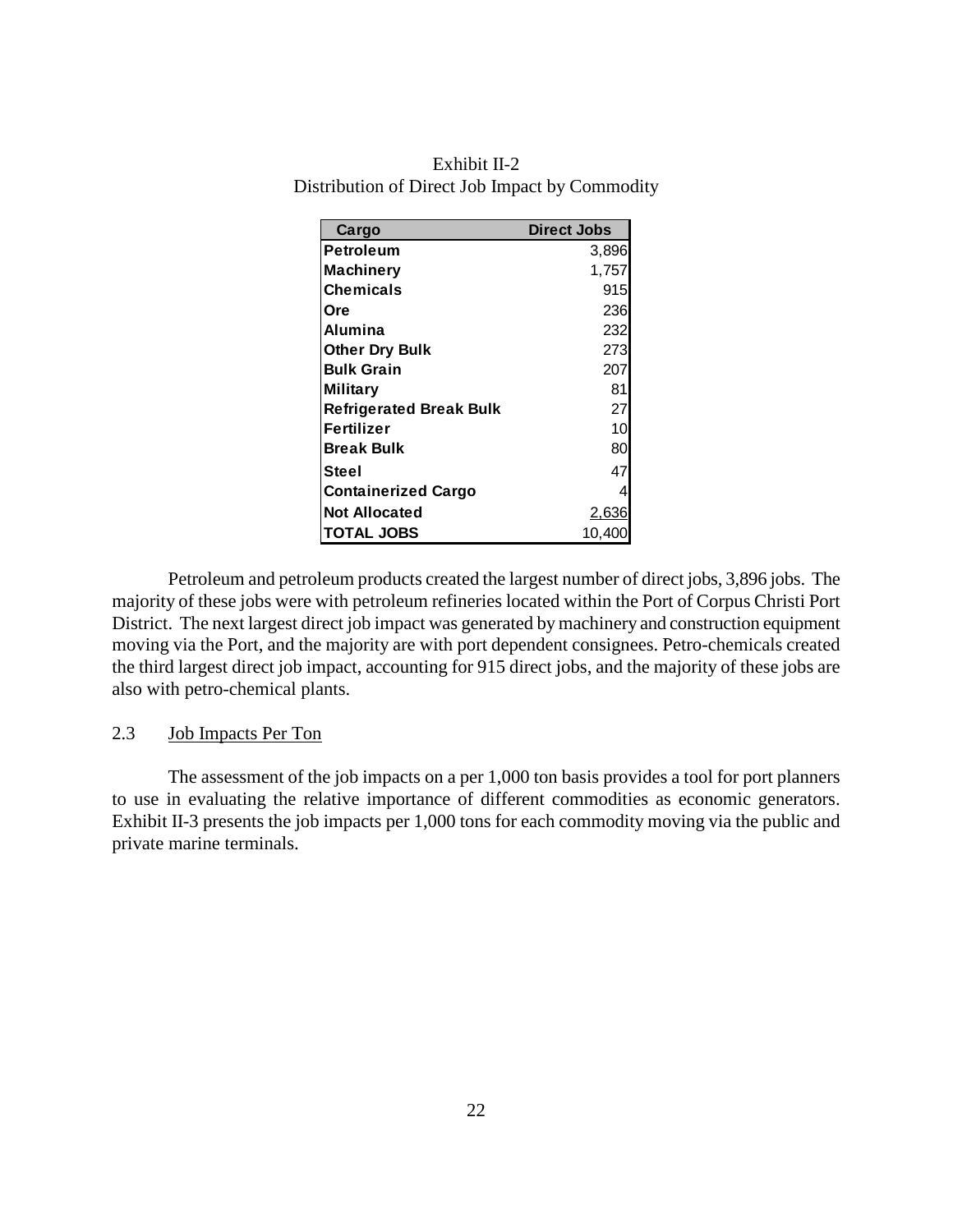Exhibit II-2
Distribution of Direct Job Impact by Commodity

| Cargo | Direct Jobs |
|---|---|
| **Petroleum** | 3,896 |
| **Machinery** | 1,757 |
| **Chemicals** | 915 |
| **Ore** | 236 |
| **Alumina** | 232 |
| **Other Dry Bulk** | 273 |
| **Bulk Grain** | 207 |
| **Military** | 81 |
| **Refrigerated Break Bulk** | 27 |
| **Fertilizer** | 10 |
| **Break Bulk** | 80 |
| **Steel** | 47 |
| **Containerized Cargo** | 4 |
| **Not Allocated** | 2,636 |
| **TOTAL JOBS** | 10,400 |

Petroleum and petroleum products created the largest number of direct jobs, 3,896 jobs. The majority of these jobs were with petroleum refineries located within the Port of Corpus Christi Port District. The next largest direct job impact was generated by machinery and construction equipment moving via the Port, and the majority are with port dependent consignees. Petro-chemicals created the third largest direct job impact, accounting for 915 direct jobs, and the majority of these jobs are also with petro-chemical plants.

## 2.3 Job Impacts Per Ton

The assessment of the job impacts on a per 1,000 ton basis provides a tool for port planners to use in evaluating the relative importance of different commodities as economic generators. Exhibit II-3 presents the job impacts per 1,000 tons for each commodity moving via the public and private marine terminals.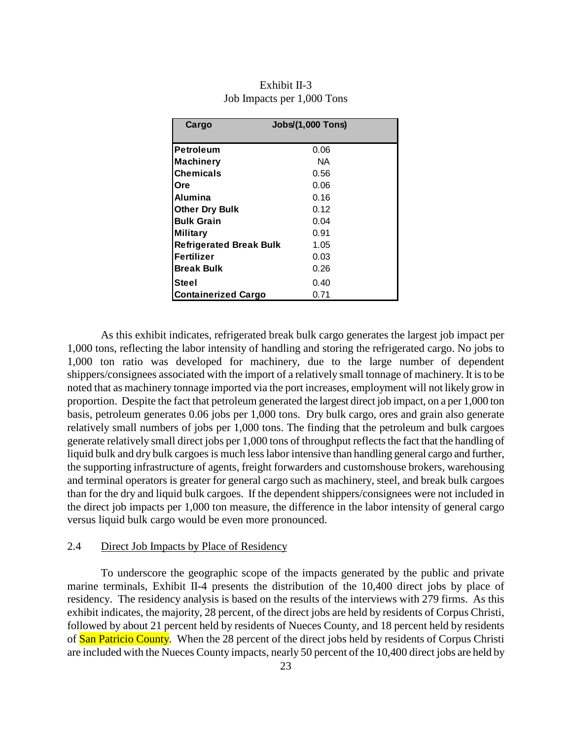Exhibit II-3
Job Impacts per 1,000 Tons

| Cargo | Jobs/(1,000 Tons) |
|---|---|
| **Petroleum** | 0.06 |
| **Machinery** | NA |
| **Chemicals** | 0.56 |
| **Ore** | 0.06 |
| **Alumina** | 0.16 |
| **Other Dry Bulk** | 0.12 |
| **Bulk Grain** | 0.04 |
| **Military** | 0.91 |
| **Refrigerated Break Bulk** | 1.05 |
| **Fertilizer** | 0.03 |
| **Break Bulk** | 0.26 |
| **Steel** | 0.40 |
| **Containerized Cargo** | 0.71 |

As this exhibit indicates, refrigerated break bulk cargo generates the largest job impact per 1,000 tons, reflecting the labor intensity of handling and storing the refrigerated cargo. No jobs to 1,000 ton ratio was developed for machinery, due to the large number of dependent shippers/consignees associated with the import of a relatively small tonnage of machinery. It is to be noted that as machinery tonnage imported via the port increases, employment will not likely grow in proportion. Despite the fact that petroleum generated the largest direct job impact, on a per 1,000 ton basis, petroleum generates 0.06 jobs per 1,000 tons. Dry bulk cargo, ores and grain also generate relatively small numbers of jobs per 1,000 tons. The finding that the petroleum and bulk cargoes generate relatively small direct jobs per 1,000 tons of throughput reflects the fact that the handling of liquid bulk and dry bulk cargoes is much less labor intensive than handling general cargo and further, the supporting infrastructure of agents, freight forwarders and customshouse brokers, warehousing and terminal operators is greater for general cargo such as machinery, steel, and break bulk cargoes than for the dry and liquid bulk cargoes. If the dependent shippers/consignees were not included in the direct job impacts per 1,000 ton measure, the difference in the labor intensity of general cargo versus liquid bulk cargo would be even more pronounced.

## 2.4 Direct Job Impacts by Place of Residency

To underscore the geographic scope of the impacts generated by the public and private marine terminals, Exhibit II-4 presents the distribution of the 10,400 direct jobs by place of residency. The residency analysis is based on the results of the interviews with 279 firms. As this exhibit indicates, the majority, 28 percent, of the direct jobs are held by residents of Corpus Christi, followed by about 21 percent held by residents of Nueces County, and 18 percent held by residents of San Patricio County. When the 28 percent of the direct jobs held by residents of Corpus Christi are included with the Nueces County impacts, nearly 50 percent of the 10,400 direct jobs are held by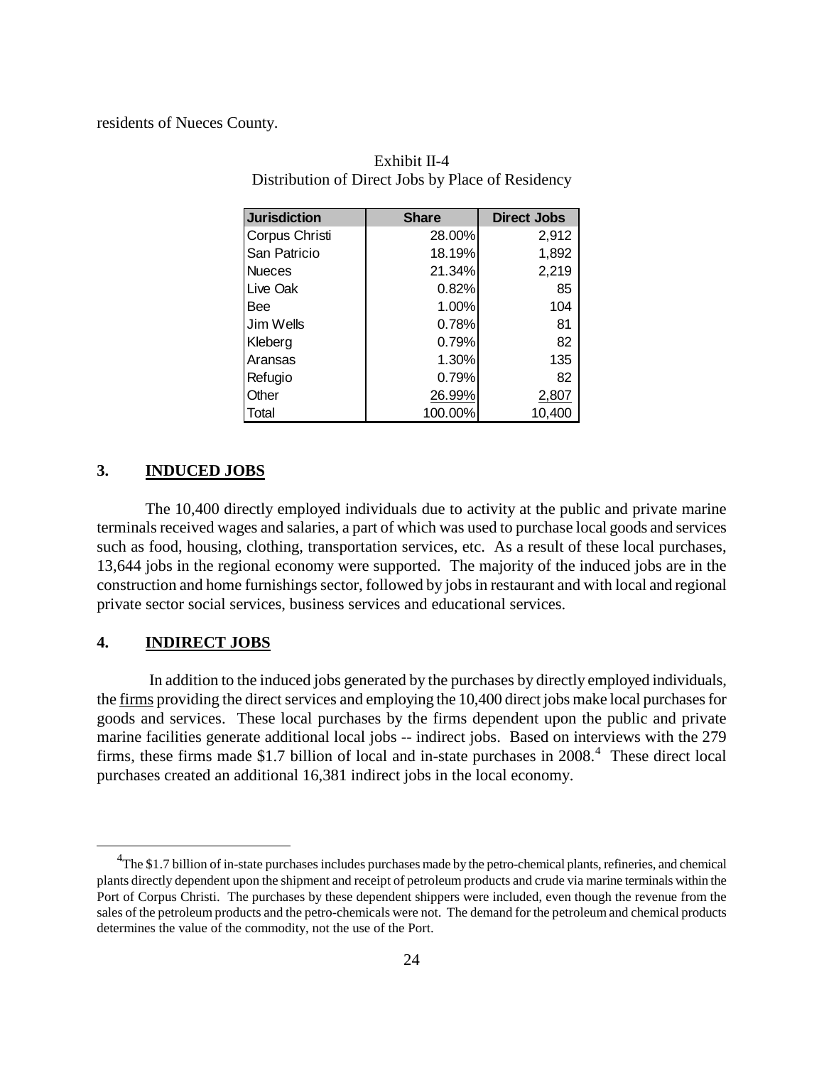residents of Nueces County.

Exhibit II-4
Distribution of Direct Jobs by Place of Residency

| Jurisdiction | Share | Direct Jobs |
|---|---|---|
| Corpus Christi | 28.00% | 2,912 |
| San Patricio | 18.19% | 1,892 |
| Nueces | 21.34% | 2,219 |
| Live Oak | 0.82% | 85 |
| Bee | 1.00% | 104 |
| Jim Wells | 0.78% | 81 |
| Kleberg | 0.79% | 82 |
| Aransas | 1.30% | 135 |
| Refugio | 0.79% | 82 |
| Other | 26.99% | 2,807 |
| Total | 100.00% | 10,400 |

## 3. INDUCED JOBS

The 10,400 directly employed individuals due to activity at the public and private marine terminals received wages and salaries, a part of which was used to purchase local goods and services such as food, housing, clothing, transportation services, etc. As a result of these local purchases, 13,644 jobs in the regional economy were supported. The majority of the induced jobs are in the construction and home furnishings sector, followed by jobs in restaurant and with local and regional private sector social services, business services and educational services.

## 4. INDIRECT JOBS

In addition to the induced jobs generated by the purchases by directly employed individuals, the firms providing the direct services and employing the 10,400 direct jobs make local purchases for goods and services. These local purchases by the firms dependent upon the public and private marine facilities generate additional local jobs -- indirect jobs. Based on interviews with the 279 firms, these firms made $1.7 billion of local and in-state purchases in 2008.[4] These direct local purchases created an additional 16,381 indirect jobs in the local economy.

---

[4] The $1.7 billion of in-state purchases includes purchases made by the petro-chemical plants, refineries, and chemical plants directly dependent upon the shipment and receipt of petroleum products and crude via marine terminals within the Port of Corpus Christi. The purchases by these dependent shippers were included, even though the revenue from the sales of the petroleum products and the petro-chemicals were not. The demand for the petroleum and chemical products determines the value of the commodity, not the use of the Port.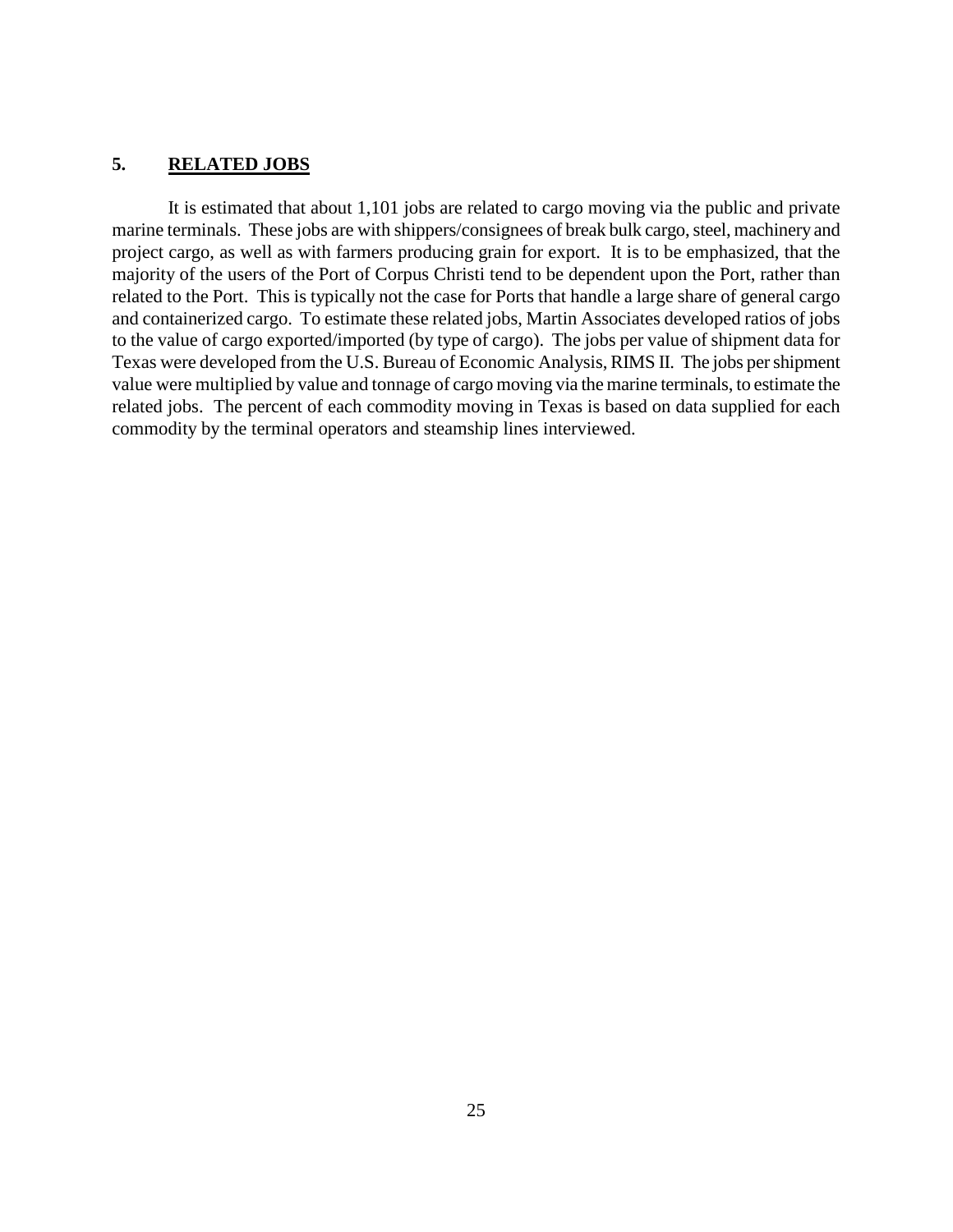## 5. **RELATED JOBS**

It is estimated that about 1,101 jobs are related to cargo moving via the public and private marine terminals. These jobs are with shippers/consignees of break bulk cargo, steel, machinery and project cargo, as well as with farmers producing grain for export. It is to be emphasized, that the majority of the users of the Port of Corpus Christi tend to be dependent upon the Port, rather than related to the Port. This is typically not the case for Ports that handle a large share of general cargo and containerized cargo. To estimate these related jobs, Martin Associates developed ratios of jobs to the value of cargo exported/imported (by type of cargo). The jobs per value of shipment data for Texas were developed from the U.S. Bureau of Economic Analysis, RIMS II. The jobs per shipment value were multiplied by value and tonnage of cargo moving via the marine terminals, to estimate the related jobs. The percent of each commodity moving in Texas is based on data supplied for each commodity by the terminal operators and steamship lines interviewed.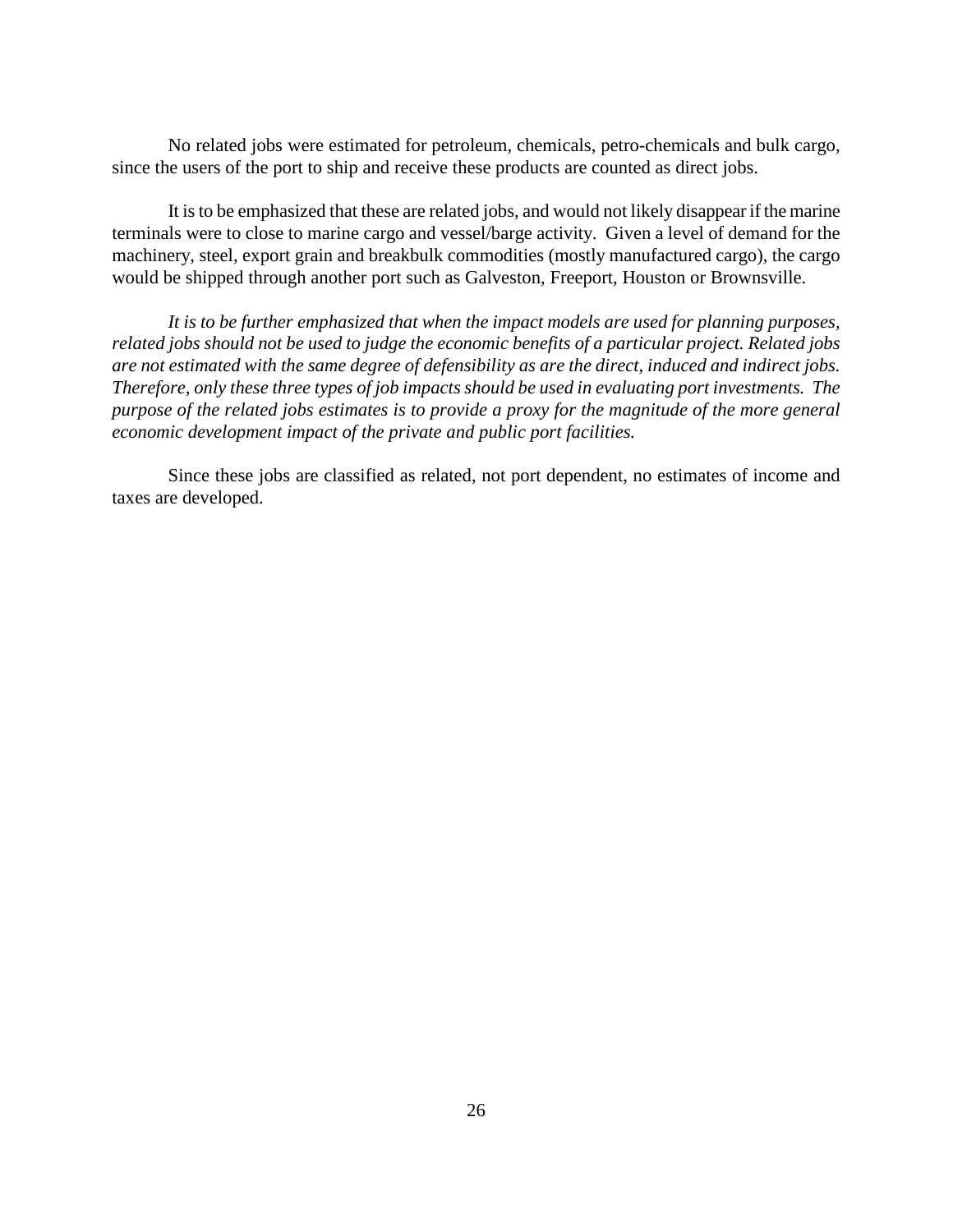No related jobs were estimated for petroleum, chemicals, petro-chemicals and bulk cargo, since the users of the port to ship and receive these products are counted as direct jobs.

It is to be emphasized that these are related jobs, and would not likely disappear if the marine terminals were to close to marine cargo and vessel/barge activity. Given a level of demand for the machinery, steel, export grain and breakbulk commodities (mostly manufactured cargo), the cargo would be shipped through another port such as Galveston, Freeport, Houston or Brownsville.

*It is to be further emphasized that when the impact models are used for planning purposes, related jobs should not be used to judge the economic benefits of a particular project. Related jobs are not estimated with the same degree of defensibility as are the direct, induced and indirect jobs. Therefore, only these three types of job impacts should be used in evaluating port investments. The purpose of the related jobs estimates is to provide a proxy for the magnitude of the more general economic development impact of the private and public port facilities.*

Since these jobs are classified as related, not port dependent, no estimates of income and taxes are developed.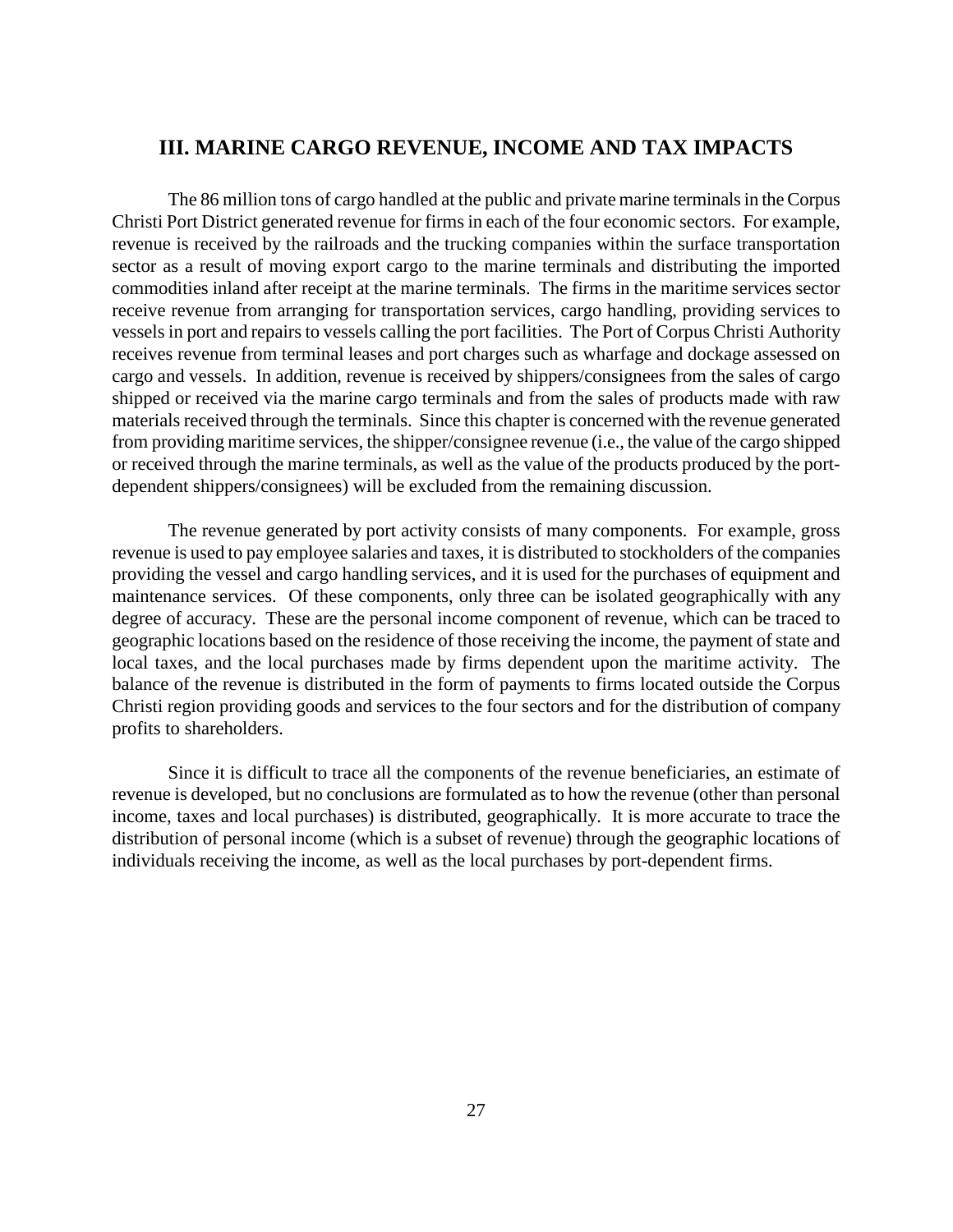## III. MARINE CARGO REVENUE, INCOME AND TAX IMPACTS

The 86 million tons of cargo handled at the public and private marine terminals in the Corpus Christi Port District generated revenue for firms in each of the four economic sectors. For example, revenue is received by the railroads and the trucking companies within the surface transportation sector as a result of moving export cargo to the marine terminals and distributing the imported commodities inland after receipt at the marine terminals. The firms in the maritime services sector receive revenue from arranging for transportation services, cargo handling, providing services to vessels in port and repairs to vessels calling the port facilities. The Port of Corpus Christi Authority receives revenue from terminal leases and port charges such as wharfage and dockage assessed on cargo and vessels. In addition, revenue is received by shippers/consignees from the sales of cargo shipped or received via the marine cargo terminals and from the sales of products made with raw materials received through the terminals. Since this chapter is concerned with the revenue generated from providing maritime services, the shipper/consignee revenue (i.e., the value of the cargo shipped or received through the marine terminals, as well as the value of the products produced by the port-dependent shippers/consignees) will be excluded from the remaining discussion.

The revenue generated by port activity consists of many components. For example, gross revenue is used to pay employee salaries and taxes, it is distributed to stockholders of the companies providing the vessel and cargo handling services, and it is used for the purchases of equipment and maintenance services. Of these components, only three can be isolated geographically with any degree of accuracy. These are the personal income component of revenue, which can be traced to geographic locations based on the residence of those receiving the income, the payment of state and local taxes, and the local purchases made by firms dependent upon the maritime activity. The balance of the revenue is distributed in the form of payments to firms located outside the Corpus Christi region providing goods and services to the four sectors and for the distribution of company profits to shareholders.

Since it is difficult to trace all the components of the revenue beneficiaries, an estimate of revenue is developed, but no conclusions are formulated as to how the revenue (other than personal income, taxes and local purchases) is distributed, geographically. It is more accurate to trace the distribution of personal income (which is a subset of revenue) through the geographic locations of individuals receiving the income, as well as the local purchases by port-dependent firms.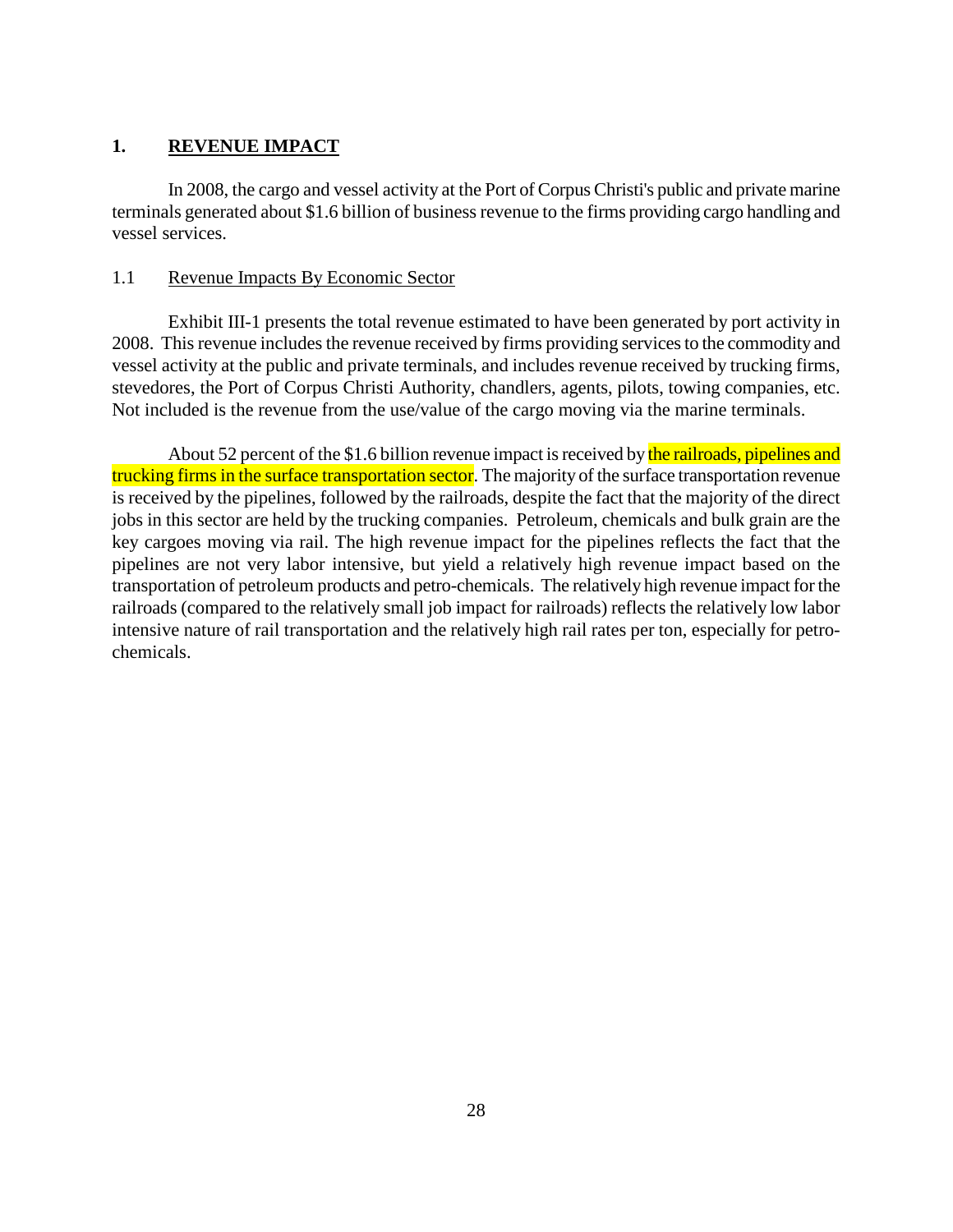## 1. REVENUE IMPACT

In 2008, the cargo and vessel activity at the Port of Corpus Christi's public and private marine terminals generated about $1.6 billion of business revenue to the firms providing cargo handling and vessel services.

### 1.1 Revenue Impacts By Economic Sector

Exhibit III-1 presents the total revenue estimated to have been generated by port activity in 2008. This revenue includes the revenue received by firms providing services to the commodity and vessel activity at the public and private terminals, and includes revenue received by trucking firms, stevedores, the Port of Corpus Christi Authority, chandlers, agents, pilots, towing companies, etc. Not included is the revenue from the use/value of the cargo moving via the marine terminals.

About 52 percent of the $1.6 billion revenue impact is received by the railroads, pipelines and trucking firms in the surface transportation sector. The majority of the surface transportation revenue is received by the pipelines, followed by the railroads, despite the fact that the majority of the direct jobs in this sector are held by the trucking companies. Petroleum, chemicals and bulk grain are the key cargoes moving via rail. The high revenue impact for the pipelines reflects the fact that the pipelines are not very labor intensive, but yield a relatively high revenue impact based on the transportation of petroleum products and petro-chemicals. The relatively high revenue impact for the railroads (compared to the relatively small job impact for railroads) reflects the relatively low labor intensive nature of rail transportation and the relatively high rail rates per ton, especially for petro-chemicals.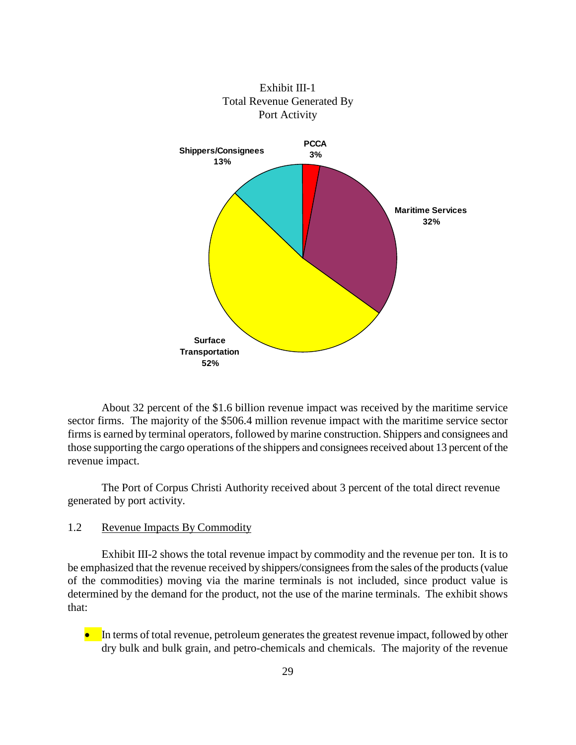Exhibit III-1
Total Revenue Generated By
Port Activity

About 32 percent of the $1.6 billion revenue impact was received by the maritime service sector firms. The majority of the $506.4 million revenue impact with the maritime service sector firms is earned by terminal operators, followed by marine construction. Shippers and consignees and those supporting the cargo operations of the shippers and consignees received about 13 percent of the revenue impact.

The Port of Corpus Christi Authority received about 3 percent of the total direct revenue generated by port activity.

## 1.2 Revenue Impacts By Commodity

Exhibit III-2 shows the total revenue impact by commodity and the revenue per ton. It is to be emphasized that the revenue received by shippers/consignees from the sales of the products (value of the commodities) moving via the marine terminals is not included, since product value is determined by the demand for the product, not the use of the marine terminals. The exhibit shows that:

- In terms of total revenue, petroleum generates the greatest revenue impact, followed by other dry bulk and bulk grain, and petro-chemicals and chemicals. The majority of the revenue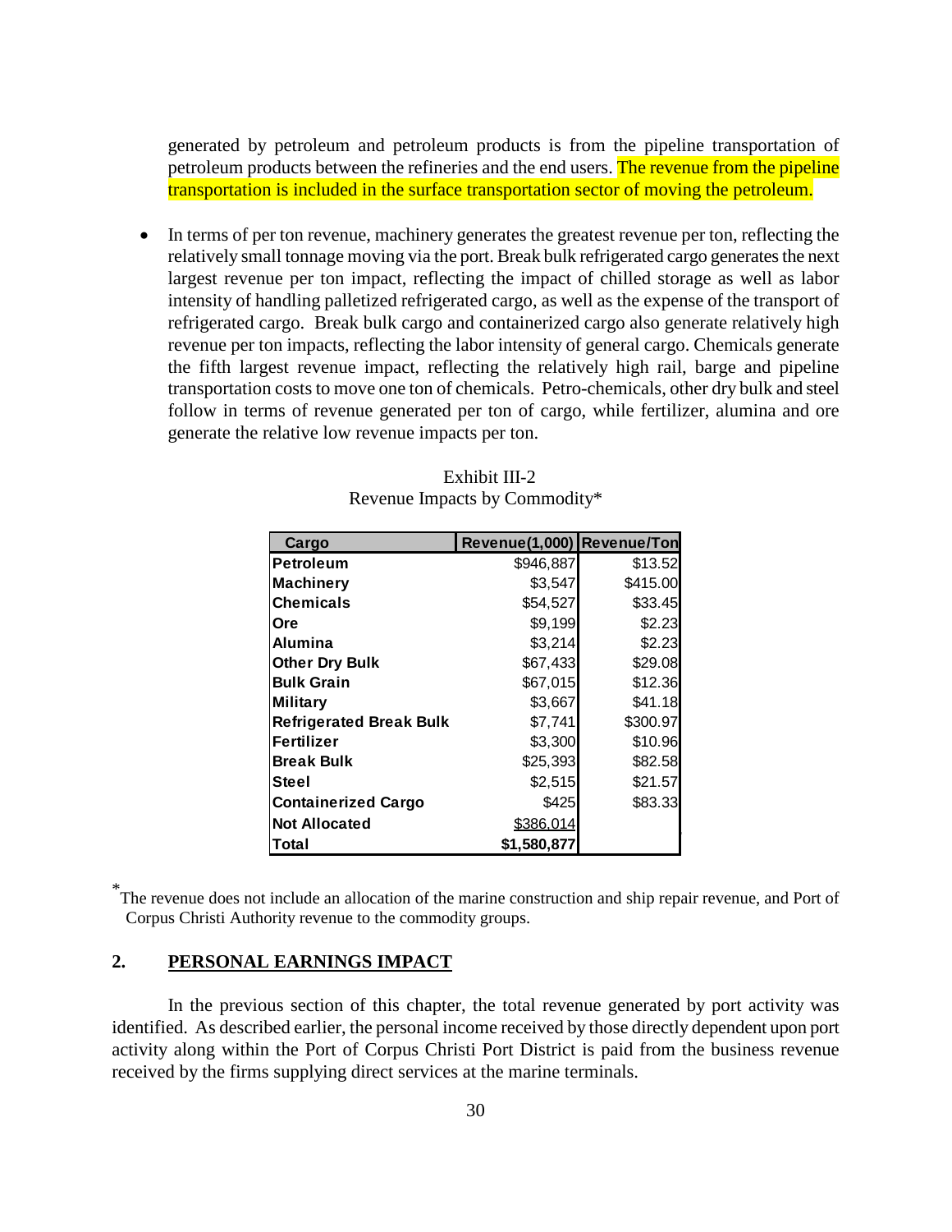generated by petroleum and petroleum products is from the pipeline transportation of petroleum products between the refineries and the end users. The revenue from the pipeline transportation is included in the surface transportation sector of moving the petroleum.

- In terms of per ton revenue, machinery generates the greatest revenue per ton, reflecting the relatively small tonnage moving via the port. Break bulk refrigerated cargo generates the next largest revenue per ton impact, reflecting the impact of chilled storage as well as labor intensity of handling palletized refrigerated cargo, as well as the expense of the transport of refrigerated cargo. Break bulk cargo and containerized cargo also generate relatively high revenue per ton impacts, reflecting the labor intensity of general cargo. Chemicals generate the fifth largest revenue impact, reflecting the relatively high rail, barge and pipeline transportation costs to move one ton of chemicals. Petro-chemicals, other dry bulk and steel follow in terms of revenue generated per ton of cargo, while fertilizer, alumina and ore generate the relative low revenue impacts per ton.

Exhibit III-2
Revenue Impacts by Commodity*

| Cargo | Revenue(1,000) | Revenue/Ton |
|---|---|---|
| **Petroleum** | $946,887 | $13.52 |
| **Machinery** | $3,547 | $415.00 |
| **Chemicals** | $54,527 | $33.45 |
| **Ore** | $9,199 | $2.23 |
| **Alumina** | $3,214 | $2.23 |
| **Other Dry Bulk** | $67,433 | $29.08 |
| **Bulk Grain** | $67,015 | $12.36 |
| **Military** | $3,667 | $41.18 |
| **Refrigerated Break Bulk** | $7,741 | $300.97 |
| **Fertilizer** | $3,300 | $10.96 |
| **Break Bulk** | $25,393 | $82.58 |
| **Steel** | $2,515 | $21.57 |
| **Containerized Cargo** | $425 | $83.33 |
| **Not Allocated** | $386,014 | |
| **Total** | **$1,580,877** | |

*The revenue does not include an allocation of the marine construction and ship repair revenue, and Port of Corpus Christi Authority revenue to the commodity groups.

## 2. PERSONAL EARNINGS IMPACT

In the previous section of this chapter, the total revenue generated by port activity was identified. As described earlier, the personal income received by those directly dependent upon port activity along within the Port of Corpus Christi Port District is paid from the business revenue received by the firms supplying direct services at the marine terminals.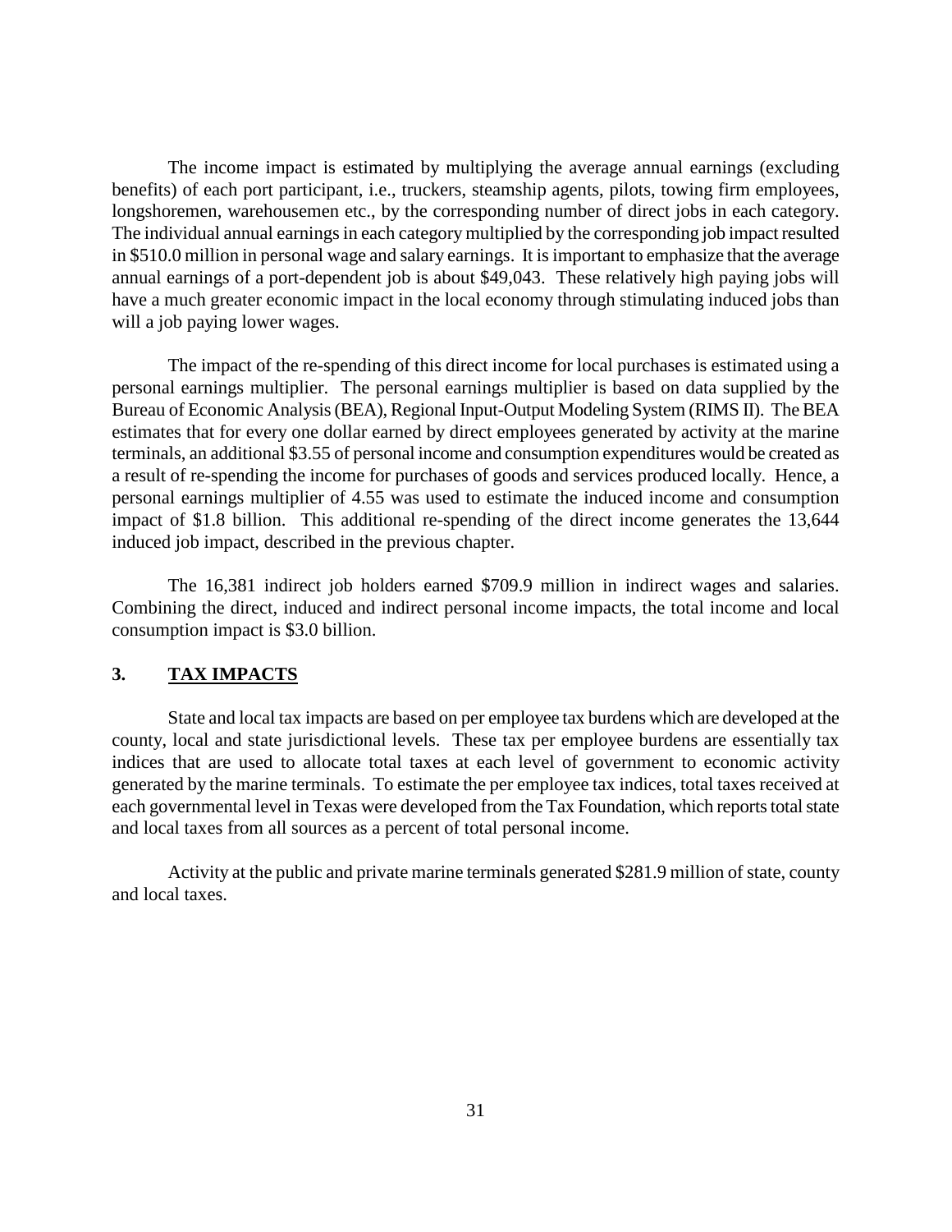The income impact is estimated by multiplying the average annual earnings (excluding benefits) of each port participant, i.e., truckers, steamship agents, pilots, towing firm employees, longshoremen, warehousemen etc., by the corresponding number of direct jobs in each category. The individual annual earnings in each category multiplied by the corresponding job impact resulted in $510.0 million in personal wage and salary earnings. It is important to emphasize that the average annual earnings of a port-dependent job is about $49,043. These relatively high paying jobs will have a much greater economic impact in the local economy through stimulating induced jobs than will a job paying lower wages.

The impact of the re-spending of this direct income for local purchases is estimated using a personal earnings multiplier. The personal earnings multiplier is based on data supplied by the Bureau of Economic Analysis (BEA), Regional Input-Output Modeling System (RIMS II). The BEA estimates that for every one dollar earned by direct employees generated by activity at the marine terminals, an additional $3.55 of personal income and consumption expenditures would be created as a result of re-spending the income for purchases of goods and services produced locally. Hence, a personal earnings multiplier of 4.55 was used to estimate the induced income and consumption impact of $1.8 billion. This additional re-spending of the direct income generates the 13,644 induced job impact, described in the previous chapter.

The 16,381 indirect job holders earned $709.9 million in indirect wages and salaries. Combining the direct, induced and indirect personal income impacts, the total income and local consumption impact is $3.0 billion.

### 3. TAX IMPACTS

State and local tax impacts are based on per employee tax burdens which are developed at the county, local and state jurisdictional levels. These tax per employee burdens are essentially tax indices that are used to allocate total taxes at each level of government to economic activity generated by the marine terminals. To estimate the per employee tax indices, total taxes received at each governmental level in Texas were developed from the Tax Foundation, which reports total state and local taxes from all sources as a percent of total personal income.

Activity at the public and private marine terminals generated $281.9 million of state, county and local taxes.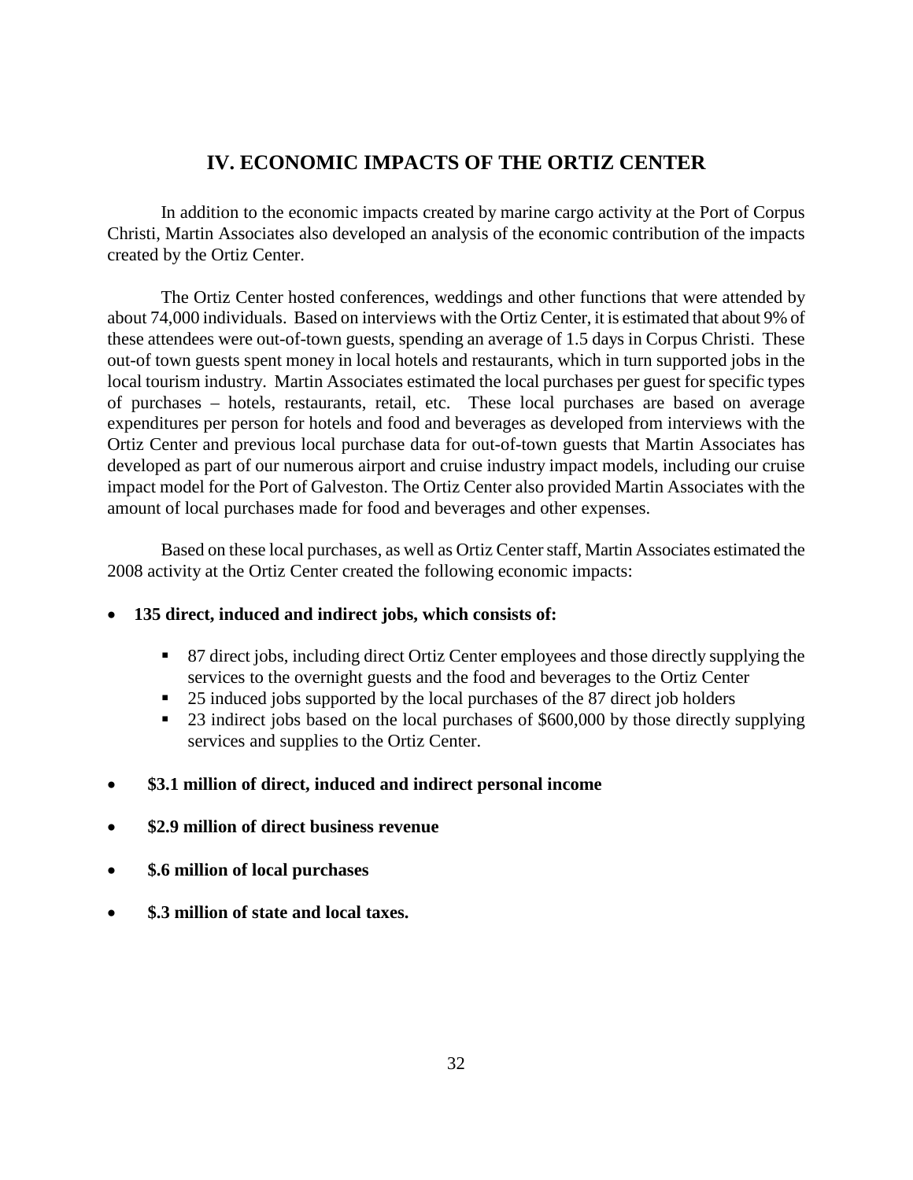## IV. ECONOMIC IMPACTS OF THE ORTIZ CENTER

In addition to the economic impacts created by marine cargo activity at the Port of Corpus Christi, Martin Associates also developed an analysis of the economic contribution of the impacts created by the Ortiz Center.

The Ortiz Center hosted conferences, weddings and other functions that were attended by about 74,000 individuals. Based on interviews with the Ortiz Center, it is estimated that about 9% of these attendees were out-of-town guests, spending an average of 1.5 days in Corpus Christi. These out-of town guests spent money in local hotels and restaurants, which in turn supported jobs in the local tourism industry. Martin Associates estimated the local purchases per guest for specific types of purchases – hotels, restaurants, retail, etc. These local purchases are based on average expenditures per person for hotels and food and beverages as developed from interviews with the Ortiz Center and previous local purchase data for out-of-town guests that Martin Associates has developed as part of our numerous airport and cruise industry impact models, including our cruise impact model for the Port of Galveston. The Ortiz Center also provided Martin Associates with the amount of local purchases made for food and beverages and other expenses.

Based on these local purchases, as well as Ortiz Center staff, Martin Associates estimated the 2008 activity at the Ortiz Center created the following economic impacts:

- **135 direct, induced and indirect jobs, which consists of:**
  - 87 direct jobs, including direct Ortiz Center employees and those directly supplying the services to the overnight guests and the food and beverages to the Ortiz Center
  - 25 induced jobs supported by the local purchases of the 87 direct job holders
  - 23 indirect jobs based on the local purchases of $600,000 by those directly supplying services and supplies to the Ortiz Center.
- **$3.1 million of direct, induced and indirect personal income**
- **$2.9 million of direct business revenue**
- **$.6 million of local purchases**
- **$.3 million of state and local taxes.**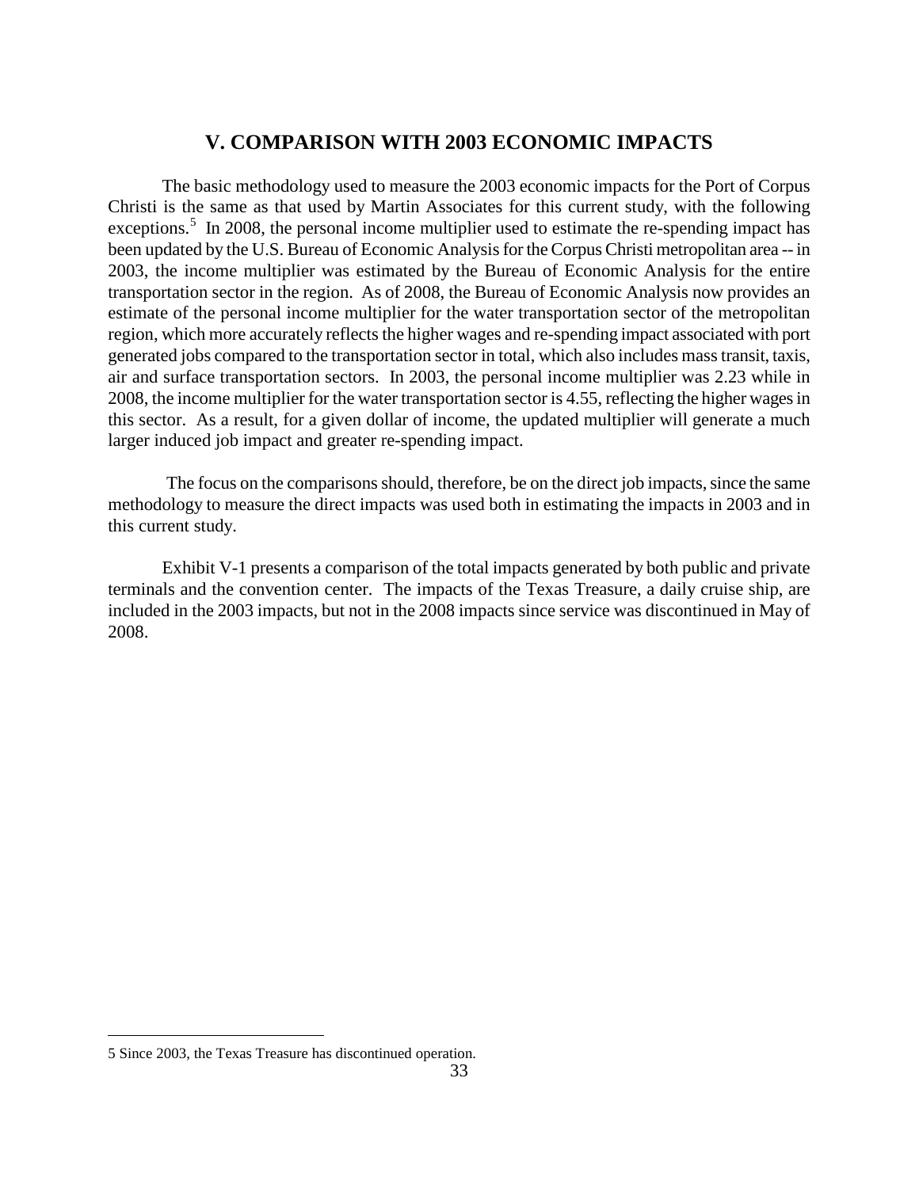## V. COMPARISON WITH 2003 ECONOMIC IMPACTS

The basic methodology used to measure the 2003 economic impacts for the Port of Corpus Christi is the same as that used by Martin Associates for this current study, with the following exceptions.[5] In 2008, the personal income multiplier used to estimate the re-spending impact has been updated by the U.S. Bureau of Economic Analysis for the Corpus Christi metropolitan area -- in 2003, the income multiplier was estimated by the Bureau of Economic Analysis for the entire transportation sector in the region. As of 2008, the Bureau of Economic Analysis now provides an estimate of the personal income multiplier for the water transportation sector of the metropolitan region, which more accurately reflects the higher wages and re-spending impact associated with port generated jobs compared to the transportation sector in total, which also includes mass transit, taxis, air and surface transportation sectors. In 2003, the personal income multiplier was 2.23 while in 2008, the income multiplier for the water transportation sector is 4.55, reflecting the higher wages in this sector. As a result, for a given dollar of income, the updated multiplier will generate a much larger induced job impact and greater re-spending impact.

The focus on the comparisons should, therefore, be on the direct job impacts, since the same methodology to measure the direct impacts was used both in estimating the impacts in 2003 and in this current study.

Exhibit V-1 presents a comparison of the total impacts generated by both public and private terminals and the convention center. The impacts of the Texas Treasure, a daily cruise ship, are included in the 2003 impacts, but not in the 2008 impacts since service was discontinued in May of 2008.

---

5 Since 2003, the Texas Treasure has discontinued operation.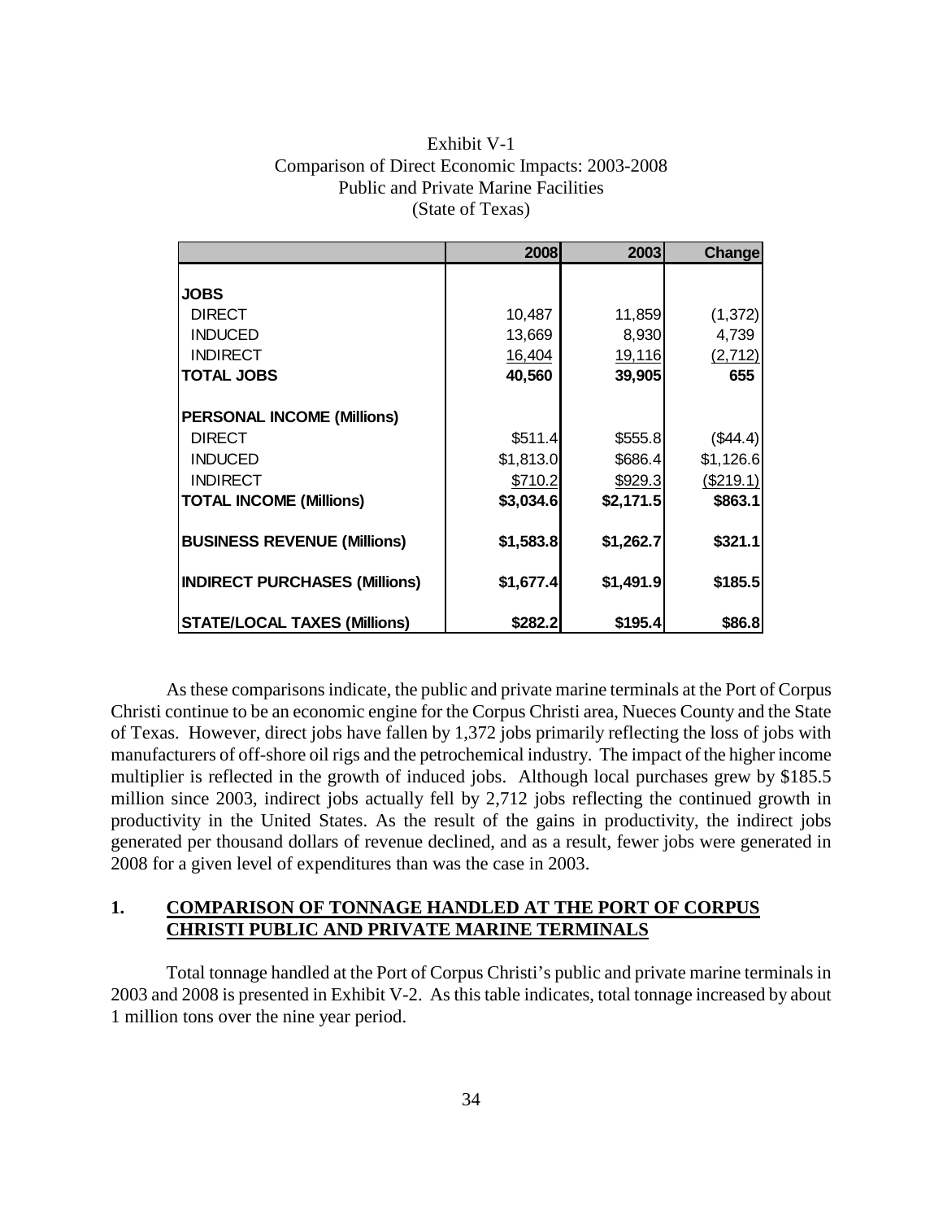Exhibit V-1
Comparison of Direct Economic Impacts: 2003-2008
Public and Private Marine Facilities
(State of Texas)

| | 2008 | 2003 | Change |
|---|---|---|---|
| **JOBS** | | | |
| DIRECT | 10,487 | 11,859 | (1,372) |
| INDUCED | 13,669 | 8,930 | 4,739 |
| INDIRECT | 16,404 | 19,116 | (2,712) |
| **TOTAL JOBS** | **40,560** | **39,905** | **655** |
| **PERSONAL INCOME (Millions)** | | | |
| DIRECT | $511.4 | $555.8 | ($44.4) |
| INDUCED | $1,813.0 | $686.4 | $1,126.6 |
| INDIRECT | $710.2 | $929.3 | ($219.1) |
| **TOTAL INCOME (Millions)** | **$3,034.6** | **$2,171.5** | **$863.1** |
| **BUSINESS REVENUE (Millions)** | **$1,583.8** | **$1,262.7** | **$321.1** |
| **INDIRECT PURCHASES (Millions)** | **$1,677.4** | **$1,491.9** | **$185.5** |
| **STATE/LOCAL TAXES (Millions)** | **$282.2** | **$195.4** | **$86.8** |

As these comparisons indicate, the public and private marine terminals at the Port of Corpus Christi continue to be an economic engine for the Corpus Christi area, Nueces County and the State of Texas. However, direct jobs have fallen by 1,372 jobs primarily reflecting the loss of jobs with manufacturers of off-shore oil rigs and the petrochemical industry. The impact of the higher income multiplier is reflected in the growth of induced jobs. Although local purchases grew by $185.5 million since 2003, indirect jobs actually fell by 2,712 jobs reflecting the continued growth in productivity in the United States. As the result of the gains in productivity, the indirect jobs generated per thousand dollars of revenue declined, and as a result, fewer jobs were generated in 2008 for a given level of expenditures than was the case in 2003.

## 1. COMPARISON OF TONNAGE HANDLED AT THE PORT OF CORPUS CHRISTI PUBLIC AND PRIVATE MARINE TERMINALS

Total tonnage handled at the Port of Corpus Christi's public and private marine terminals in 2003 and 2008 is presented in Exhibit V-2. As this table indicates, total tonnage increased by about 1 million tons over the nine year period.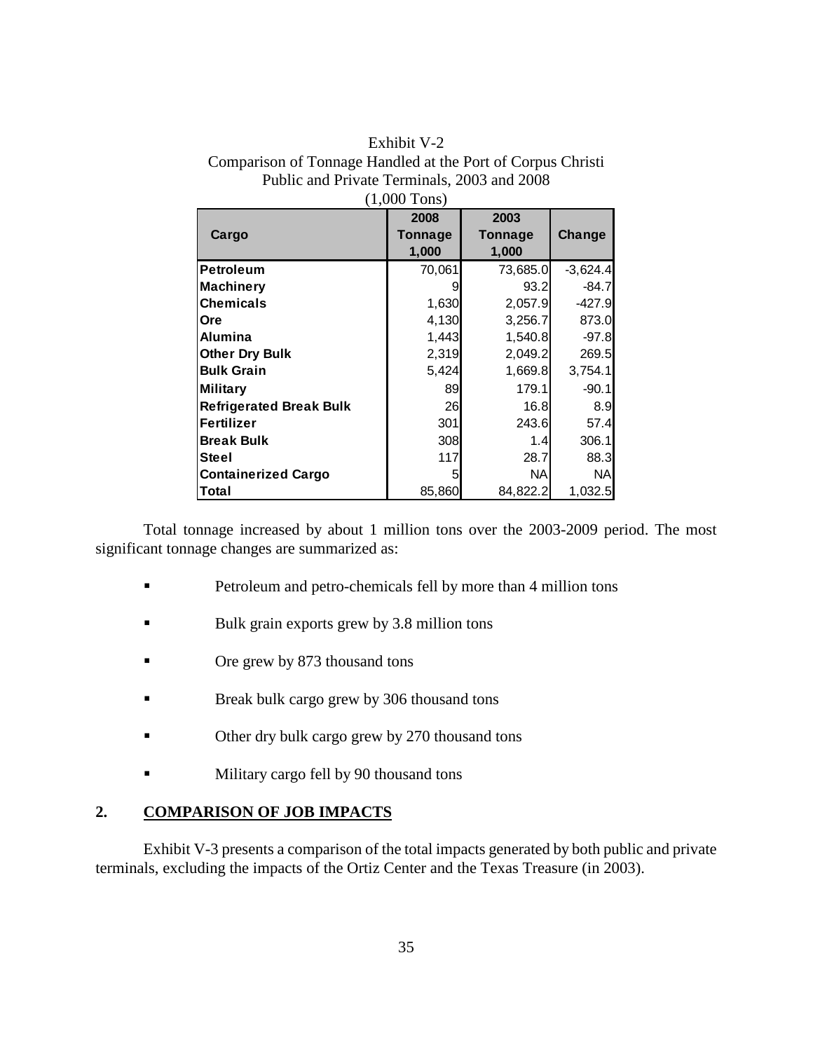Exhibit V-2
Comparison of Tonnage Handled at the Port of Corpus Christi
Public and Private Terminals, 2003 and 2008
(1,000 Tons)

| Cargo | 2008 Tonnage 1,000 | 2003 Tonnage 1,000 | Change |
|---|---|---|---|
| **Petroleum** | 70,061 | 73,685.0 | -3,624.4 |
| **Machinery** | 9 | 93.2 | -84.7 |
| **Chemicals** | 1,630 | 2,057.9 | -427.9 |
| **Ore** | 4,130 | 3,256.7 | 873.0 |
| **Alumina** | 1,443 | 1,540.8 | -97.8 |
| **Other Dry Bulk** | 2,319 | 2,049.2 | 269.5 |
| **Bulk Grain** | 5,424 | 1,669.8 | 3,754.1 |
| **Military** | 89 | 179.1 | -90.1 |
| **Refrigerated Break Bulk** | 26 | 16.8 | 8.9 |
| **Fertilizer** | 301 | 243.6 | 57.4 |
| **Break Bulk** | 308 | 1.4 | 306.1 |
| **Steel** | 117 | 28.7 | 88.3 |
| **Containerized Cargo** | 5 | NA | NA |
| **Total** | 85,860 | 84,822.2 | 1,032.5 |

Total tonnage increased by about 1 million tons over the 2003-2009 period. The most significant tonnage changes are summarized as:

- Petroleum and petro-chemicals fell by more than 4 million tons
- Bulk grain exports grew by 3.8 million tons
- Ore grew by 873 thousand tons
- Break bulk cargo grew by 306 thousand tons
- Other dry bulk cargo grew by 270 thousand tons
- Military cargo fell by 90 thousand tons

## 2. COMPARISON OF JOB IMPACTS

Exhibit V-3 presents a comparison of the total impacts generated by both public and private terminals, excluding the impacts of the Ortiz Center and the Texas Treasure (in 2003).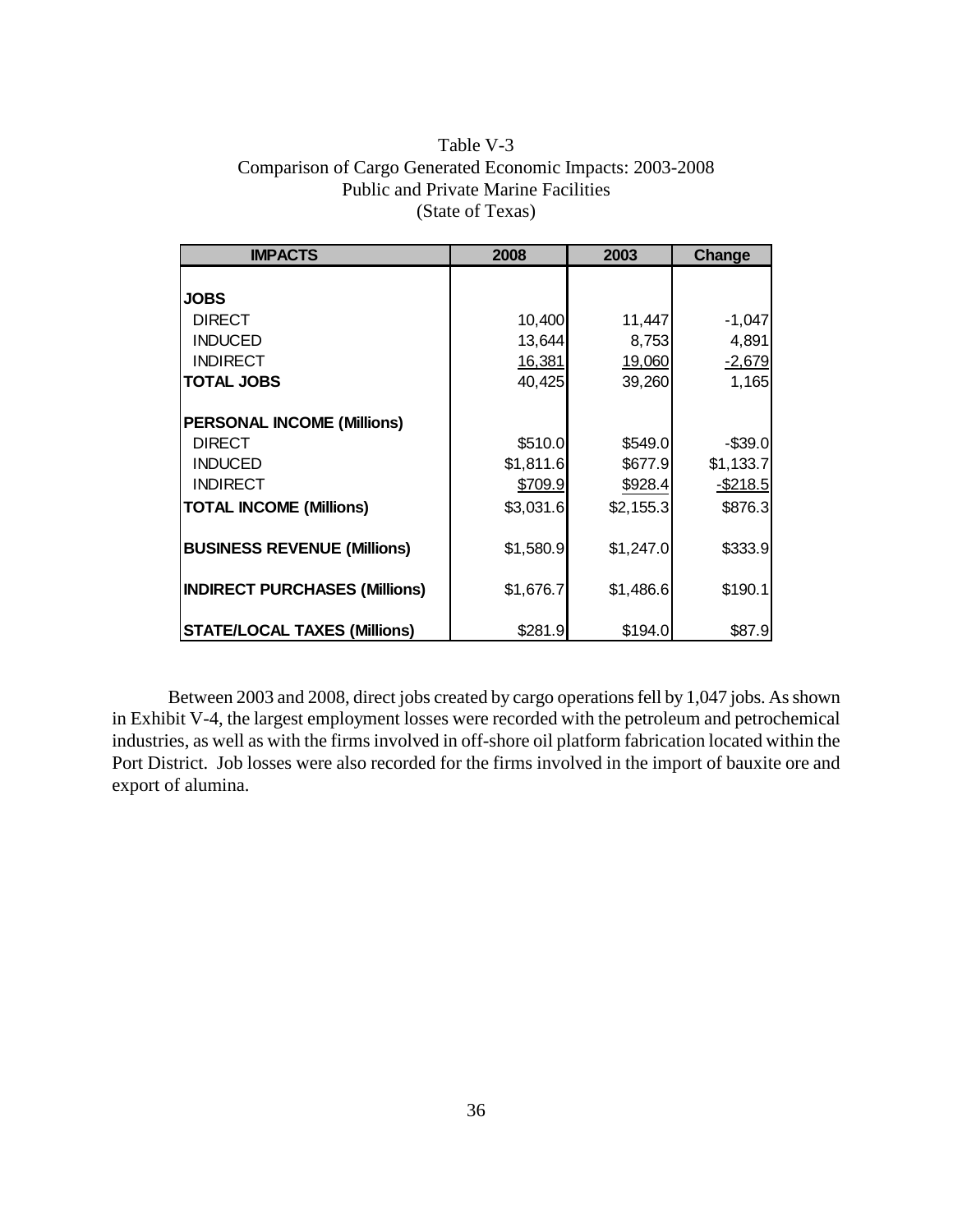Table V-3
Comparison of Cargo Generated Economic Impacts: 2003-2008
Public and Private Marine Facilities
(State of Texas)

| IMPACTS | 2008 | 2003 | Change |
|---|---|---|---|
| **JOBS** | | | |
| DIRECT | 10,400 | 11,447 | -1,047 |
| INDUCED | 13,644 | 8,753 | 4,891 |
| INDIRECT | 16,381 | 19,060 | -2,679 |
| **TOTAL JOBS** | 40,425 | 39,260 | 1,165 |
| **PERSONAL INCOME (Millions)** | | | |
| DIRECT | $510.0 | $549.0 | -$39.0 |
| INDUCED | $1,811.6 | $677.9 | $1,133.7 |
| INDIRECT | $709.9 | $928.4 | -$218.5 |
| **TOTAL INCOME (Millions)** | $3,031.6 | $2,155.3 | $876.3 |
| **BUSINESS REVENUE (Millions)** | $1,580.9 | $1,247.0 | $333.9 |
| **INDIRECT PURCHASES (Millions)** | $1,676.7 | $1,486.6 | $190.1 |
| **STATE/LOCAL TAXES (Millions)** | $281.9 | $194.0 | $87.9 |

Between 2003 and 2008, direct jobs created by cargo operations fell by 1,047 jobs. As shown in Exhibit V-4, the largest employment losses were recorded with the petroleum and petrochemical industries, as well as with the firms involved in off-shore oil platform fabrication located within the Port District. Job losses were also recorded for the firms involved in the import of bauxite ore and export of alumina.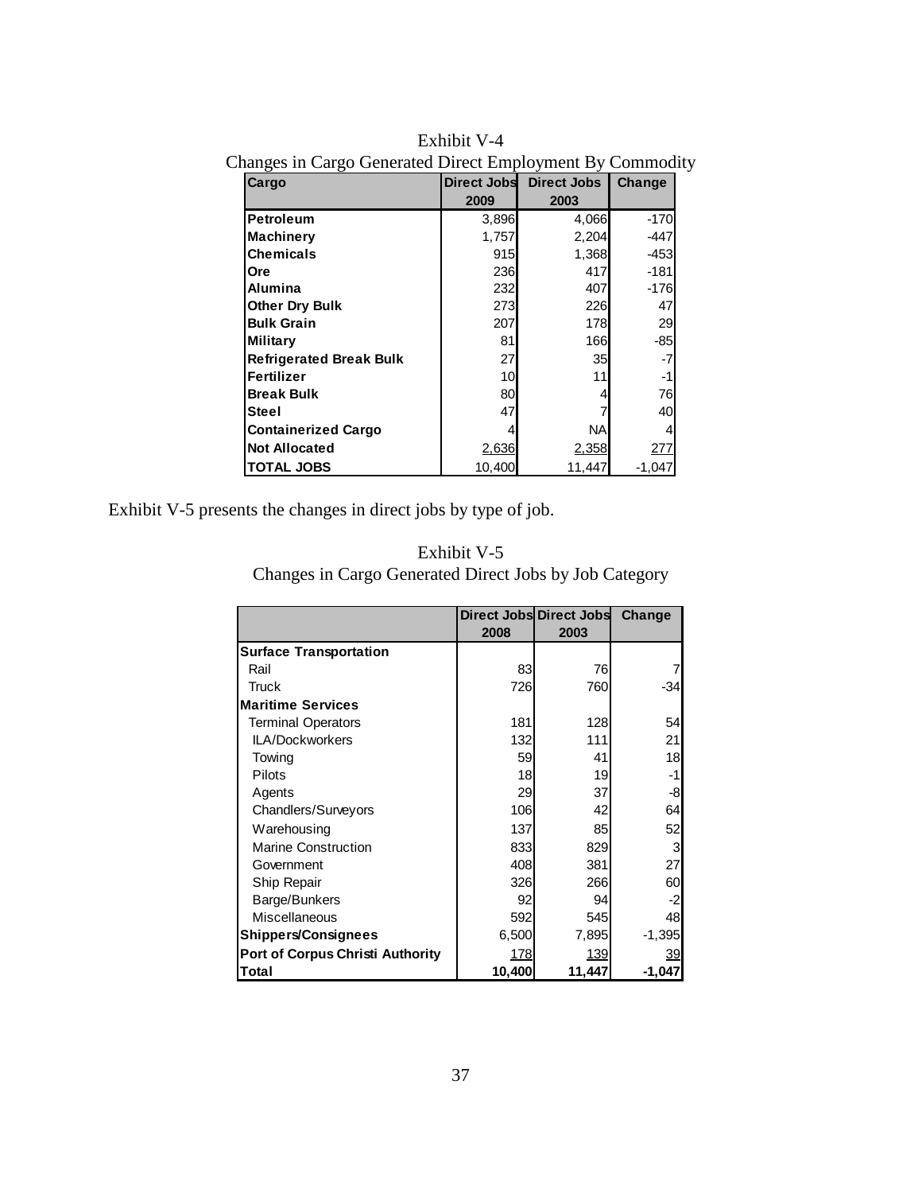Exhibit V-4
Changes in Cargo Generated Direct Employment By Commodity

| Cargo | Direct Jobs 2009 | Direct Jobs 2003 | Change |
|---|---|---|---|
| **Petroleum** | 3,896 | 4,066 | -170 |
| **Machinery** | 1,757 | 2,204 | -447 |
| **Chemicals** | 915 | 1,368 | -453 |
| **Ore** | 236 | 417 | -181 |
| **Alumina** | 232 | 407 | -176 |
| **Other Dry Bulk** | 273 | 226 | 47 |
| **Bulk Grain** | 207 | 178 | 29 |
| **Military** | 81 | 166 | -85 |
| **Refrigerated Break Bulk** | 27 | 35 | -7 |
| **Fertilizer** | 10 | 11 | -1 |
| **Break Bulk** | 80 | 4 | 76 |
| **Steel** | 47 | 7 | 40 |
| **Containerized Cargo** | 4 | NA | 4 |
| **Not Allocated** | 2,636 | 2,358 | 277 |
| **TOTAL JOBS** | 10,400 | 11,447 | -1,047 |

Exhibit V-5 presents the changes in direct jobs by type of job.

Exhibit V-5
Changes in Cargo Generated Direct Jobs by Job Category

| | Direct Jobs 2008 | Direct Jobs 2003 | Change |
|---|---|---|---|
| **Surface Transportation** | | | |
| Rail | 83 | 76 | 7 |
| Truck | 726 | 760 | -34 |
| **Maritime Services** | | | |
| Terminal Operators | 181 | 128 | 54 |
| ILA/Dockworkers | 132 | 111 | 21 |
| Towing | 59 | 41 | 18 |
| Pilots | 18 | 19 | -1 |
| Agents | 29 | 37 | -8 |
| Chandlers/Surveyors | 106 | 42 | 64 |
| Warehousing | 137 | 85 | 52 |
| Marine Construction | 833 | 829 | 3 |
| Government | 408 | 381 | 27 |
| Ship Repair | 326 | 266 | 60 |
| Barge/Bunkers | 92 | 94 | -2 |
| Miscellaneous | 592 | 545 | 48 |
| **Shippers/Consignees** | 6,500 | 7,895 | -1,395 |
| **Port of Corpus Christi Authority** | 178 | 139 | 39 |
| **Total** | **10,400** | **11,447** | **-1,047** |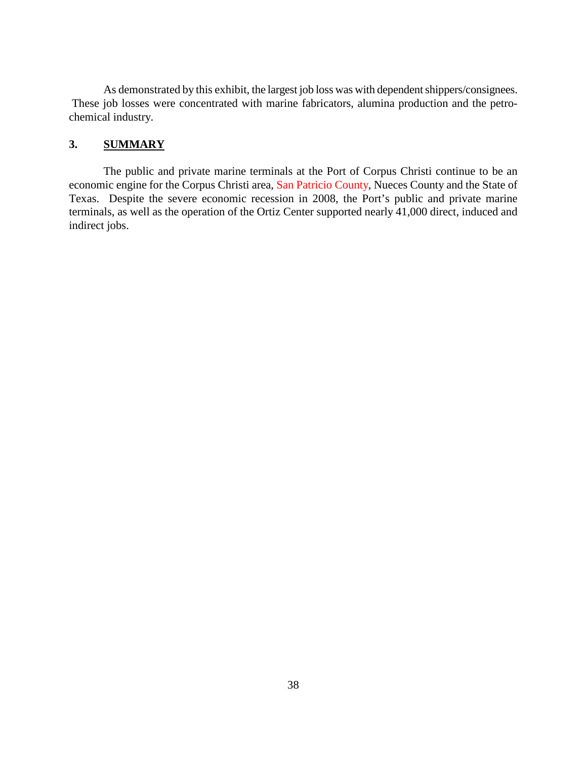As demonstrated by this exhibit, the largest job loss was with dependent shippers/consignees. These job losses were concentrated with marine fabricators, alumina production and the petro-chemical industry.

### 3. SUMMARY

The public and private marine terminals at the Port of Corpus Christi continue to be an economic engine for the Corpus Christi area, San Patricio County, Nueces County and the State of Texas. Despite the severe economic recession in 2008, the Port's public and private marine terminals, as well as the operation of the Ortiz Center supported nearly 41,000 direct, induced and indirect jobs.